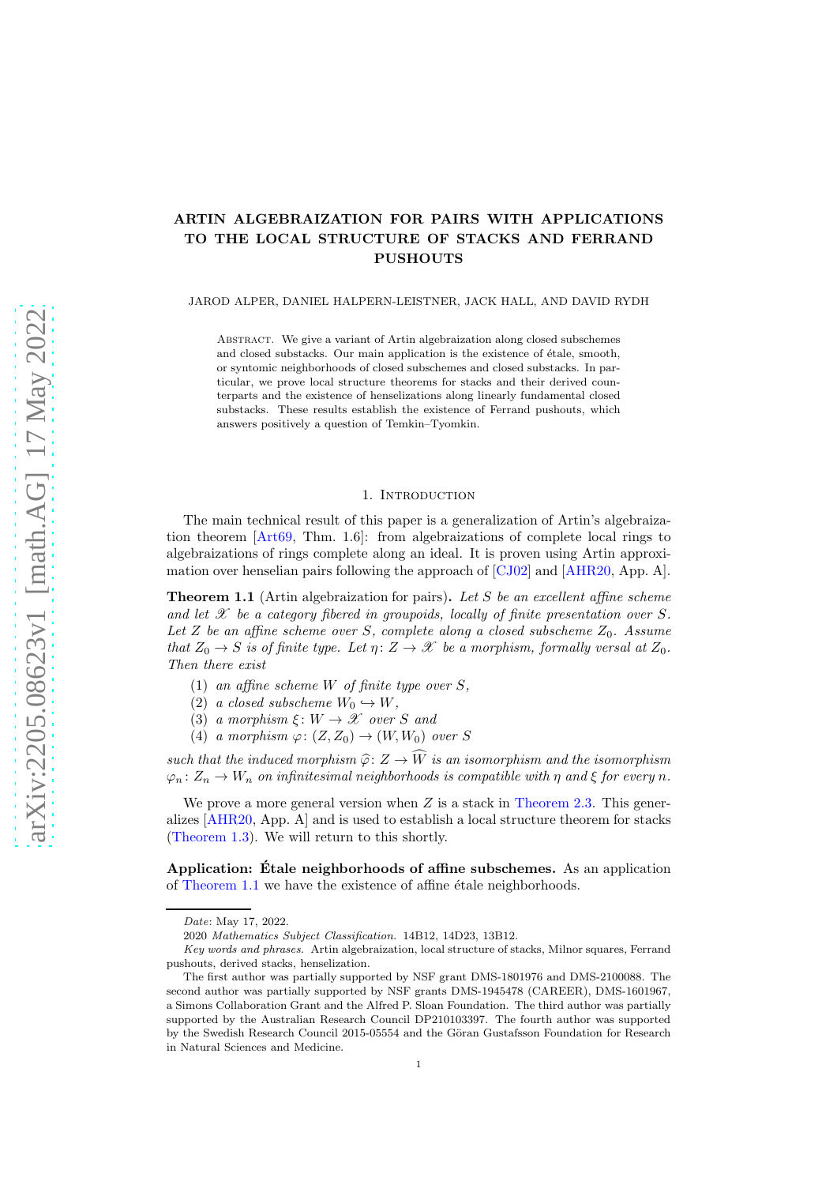# ARTIN ALGEBRAIZATION FOR PAIRS WITH APPLICATIONS TO THE LOCAL STRUCTURE OF STACKS AND FERRAND PUSHOUTS

JAROD ALPER, DANIEL HALPERN-LEISTNER, JACK HALL, AND DAVID RYDH

Abstract. We give a variant of Artin algebraization along closed subschemes and closed substacks. Our main application is the existence of étale, smooth, or syntomic neighborhoods of closed subschemes and closed substacks. In particular, we prove local structure theorems for stacks and their derived counterparts and the existence of henselizations along linearly fundamental closed substacks. These results establish the existence of Ferrand pushouts, which answers positively a question of Temkin–Tyomkin.

## 1. Introduction

The main technical result of this paper is a generalization of Artin's algebraization theorem [Art69, Thm. 1.6]: from algebraizations of complete local rings to algebraizations of rings complete along an ideal. It is proven using Artin approximation over henselian pairs following the approach of [CJ02] and [AHR20, App. A].

**Theorem 1.1** (Artin algebraization for pairs). *Let $S$ be an excellent affine scheme and let $\mathscr{X}$ be a category fibered in groupoids, locally of finite presentation over $S$. Let $Z$ be an affine scheme over $S$, complete along a closed subscheme $Z_0$. Assume that $Z_0 \to S$ is of finite type. Let $\eta\colon Z \to \mathscr{X}$ be a morphism, formally versal at $Z_0$. Then there exist*

1. *an affine scheme $W$ of finite type over $S$,*
2. *a closed subscheme $W_0 \hookrightarrow W$,*
3. *a morphism $\xi\colon W \to \mathscr{X}$ over $S$ and*
4. *a morphism $\varphi\colon (Z, Z_0) \to (W, W_0)$ over $S$*

*such that the induced morphism $\widehat{\varphi}\colon Z \to \widehat{W}$ is an isomorphism and the isomorphism $\varphi_n\colon Z_n \to W_n$ on infinitesimal neighborhoods is compatible with $\eta$ and $\xi$ for every $n$.*

We prove a more general version when $Z$ is a stack in Theorem 2.3. This generalizes [AHR20, App. A] and is used to establish a local structure theorem for stacks (Theorem 1.3). We will return to this shortly.

**Application: Étale neighborhoods of affine subschemes.** As an application of Theorem 1.1 we have the existence of affine étale neighborhoods.

*Date*: May 17, 2022.

2020 *Mathematics Subject Classification.* 14B12, 14D23, 13B12.

*Key words and phrases.* Artin algebraization, local structure of stacks, Milnor squares, Ferrand pushouts, derived stacks, henselization.

The first author was partially supported by NSF grant DMS-1801976 and DMS-2100088. The second author was partially supported by NSF grants DMS-1945478 (CAREER), DMS-1601967, a Simons Collaboration Grant and the Alfred P. Sloan Foundation. The third author was partially supported by the Australian Research Council DP210103397. The fourth author was supported by the Swedish Research Council 2015-05554 and the Göran Gustafsson Foundation for Research in Natural Sciences and Medicine.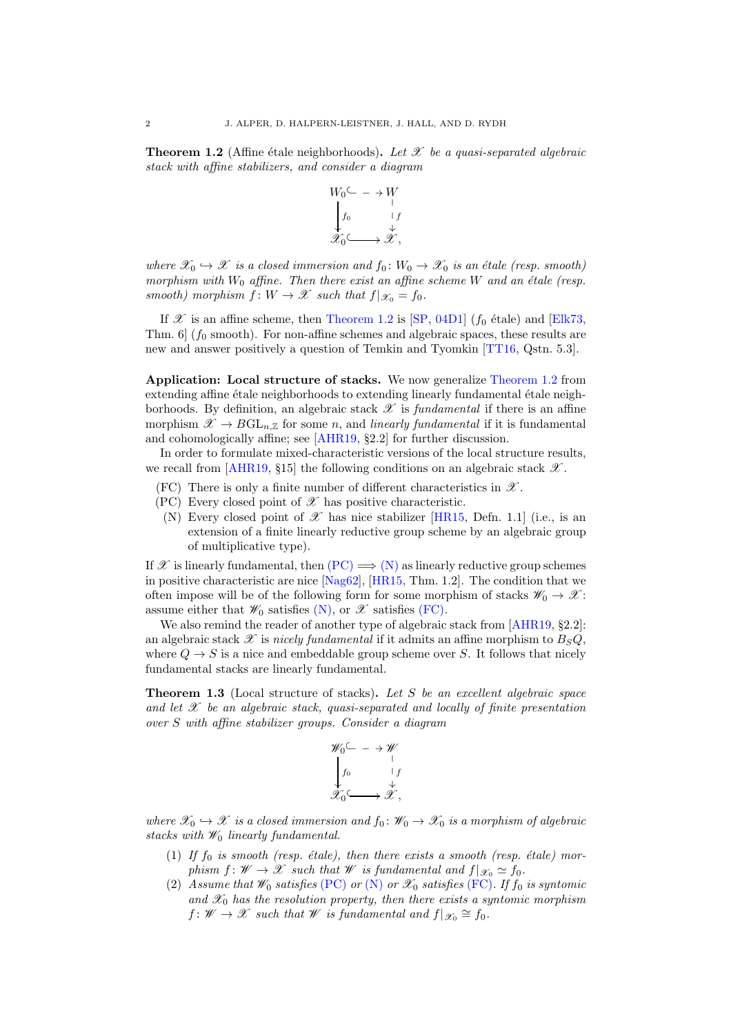**Theorem 1.2** (Affine étale neighborhoods)**.** *Let $\mathscr{X}$ be a quasi-separated algebraic stack with affine stabilizers, and consider a diagram*

$$
\begin{array}{ccc}
W_0 & \hookrightarrow & W \\
\downarrow f_0 & & \downarrow f \\
\mathscr{X}_0 & \hookrightarrow & \mathscr{X},
\end{array}
$$

*where $\mathscr{X}_0 \hookrightarrow \mathscr{X}$ is a closed immersion and $f_0 \colon W_0 \to \mathscr{X}_0$ is an étale (resp. smooth) morphism with $W_0$ affine. Then there exist an affine scheme $W$ and an étale (resp. smooth) morphism $f \colon W \to \mathscr{X}$ such that $f|_{\mathscr{X}_0} = f_0$.*

If $\mathscr{X}$ is an affine scheme, then Theorem 1.2 is [SP, 04D1] ($f_0$ étale) and [Elk73, Thm. 6] ($f_0$ smooth). For non-affine schemes and algebraic spaces, these results are new and answer positively a question of Temkin and Tyomkin [TT16, Qstn. 5.3].

**Application: Local structure of stacks.** We now generalize Theorem 1.2 from extending affine étale neighborhoods to extending linearly fundamental étale neighborhoods. By definition, an algebraic stack $\mathscr{X}$ is *fundamental* if there is an affine morphism $\mathscr{X} \to B\mathrm{GL}_{n,\mathbb{Z}}$ for some $n$, and *linearly fundamental* if it is fundamental and cohomologically affine; see [AHR19, §2.2] for further discussion.

In order to formulate mixed-characteristic versions of the local structure results, we recall from [AHR19, §15] the following conditions on an algebraic stack $\mathscr{X}$.

- (FC) There is only a finite number of different characteristics in $\mathscr{X}$.
- (PC) Every closed point of $\mathscr{X}$ has positive characteristic.
- (N) Every closed point of $\mathscr{X}$ has nice stabilizer [HR15, Defn. 1.1] (i.e., is an extension of a finite linearly reductive group scheme by an algebraic group of multiplicative type).

If $\mathscr{X}$ is linearly fundamental, then (PC) $\implies$ (N) as linearly reductive group schemes in positive characteristic are nice [Nag62], [HR15, Thm. 1.2]. The condition that we often impose will be of the following form for some morphism of stacks $\mathscr{W}_0 \to \mathscr{X}$: assume either that $\mathscr{W}_0$ satisfies (N), or $\mathscr{X}$ satisfies (FC).

We also remind the reader of another type of algebraic stack from [AHR19, §2.2]: an algebraic stack $\mathscr{X}$ is *nicely fundamental* if it admits an affine morphism to $B_S Q$, where $Q \to S$ is a nice and embeddable group scheme over $S$. It follows that nicely fundamental stacks are linearly fundamental.

**Theorem 1.3** (Local structure of stacks)**.** *Let $S$ be an excellent algebraic space and let $\mathscr{X}$ be an algebraic stack, quasi-separated and locally of finite presentation over $S$ with affine stabilizer groups. Consider a diagram*

$$
\begin{array}{ccc}
\mathscr{W}_0 & \hookrightarrow & \mathscr{W} \\
\downarrow f_0 & & \downarrow f \\
\mathscr{X}_0 & \hookrightarrow & \mathscr{X},
\end{array}
$$

*where $\mathscr{X}_0 \hookrightarrow \mathscr{X}$ is a closed immersion and $f_0 \colon \mathscr{W}_0 \to \mathscr{X}_0$ is a morphism of algebraic stacks with $\mathscr{W}_0$ linearly fundamental.*

1. *If $f_0$ is smooth (resp. étale), then there exists a smooth (resp. étale) morphism $f \colon \mathscr{W} \to \mathscr{X}$ such that $\mathscr{W}$ is fundamental and $f|_{\mathscr{X}_0} \simeq f_0$.*
2. *Assume that $\mathscr{W}_0$ satisfies (PC) or (N) or $\mathscr{X}_0$ satisfies (FC). If $f_0$ is syntomic and $\mathscr{X}_0$ has the resolution property, then there exists a syntomic morphism $f \colon \mathscr{W} \to \mathscr{X}$ such that $\mathscr{W}$ is fundamental and $f|_{\mathscr{X}_0} \cong f_0$.*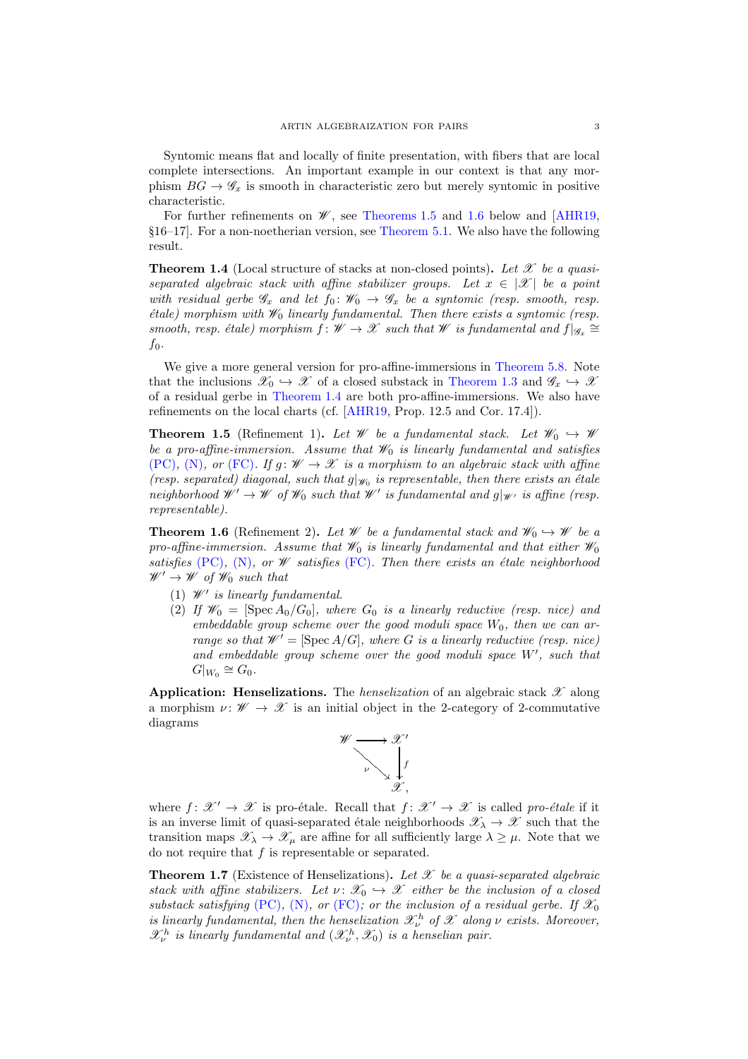Syntomic means flat and locally of finite presentation, with fibers that are local complete intersections. An important example in our context is that any morphism $BG \to \mathscr{G}_x$ is smooth in characteristic zero but merely syntomic in positive characteristic.

For further refinements on $\mathscr{W}$, see Theorems 1.5 and 1.6 below and [AHR19, §16–17]. For a non-noetherian version, see Theorem 5.1. We also have the following result.

**Theorem 1.4** (Local structure of stacks at non-closed points)**.** *Let $\mathscr{X}$ be a quasi-separated algebraic stack with affine stabilizer groups. Let $x \in |\mathscr{X}|$ be a point with residual gerbe $\mathscr{G}_x$ and let $f_0 \colon \mathscr{W}_0 \to \mathscr{G}_x$ be a syntomic (resp. smooth, resp. étale) morphism with $\mathscr{W}_0$ linearly fundamental. Then there exists a syntomic (resp. smooth, resp. étale) morphism $f \colon \mathscr{W} \to \mathscr{X}$ such that $\mathscr{W}$ is fundamental and $f|_{\mathscr{G}_x} \cong f_0$.*

We give a more general version for pro-affine-immersions in Theorem 5.8. Note that the inclusions $\mathscr{X}_0 \hookrightarrow \mathscr{X}$ of a closed substack in Theorem 1.3 and $\mathscr{G}_x \hookrightarrow \mathscr{X}$ of a residual gerbe in Theorem 1.4 are both pro-affine-immersions. We also have refinements on the local charts (cf. [AHR19, Prop. 12.5 and Cor. 17.4]).

**Theorem 1.5** (Refinement 1)**.** *Let $\mathscr{W}$ be a fundamental stack. Let $\mathscr{W}_0 \hookrightarrow \mathscr{W}$ be a pro-affine-immersion. Assume that $\mathscr{W}_0$ is linearly fundamental and satisfies (PC), (N), or (FC). If $g \colon \mathscr{W} \to \mathscr{X}$ is a morphism to an algebraic stack with affine (resp. separated) diagonal, such that $g|_{\mathscr{W}_0}$ is representable, then there exists an étale neighborhood $\mathscr{W}' \to \mathscr{W}$ of $\mathscr{W}_0$ such that $\mathscr{W}'$ is fundamental and $g|_{\mathscr{W}'}$ is affine (resp. representable).*

**Theorem 1.6** (Refinement 2)**.** *Let $\mathscr{W}$ be a fundamental stack and $\mathscr{W}_0 \hookrightarrow \mathscr{W}$ be a pro-affine-immersion. Assume that $\mathscr{W}_0$ is linearly fundamental and that either $\mathscr{W}_0$ satisfies (PC), (N), or $\mathscr{W}$ satisfies (FC). Then there exists an étale neighborhood $\mathscr{W}' \to \mathscr{W}$ of $\mathscr{W}_0$ such that*

1. *$\mathscr{W}'$ is linearly fundamental.*
2. *If $\mathscr{W}_0 = [\operatorname{Spec} A_0/G_0]$, where $G_0$ is a linearly reductive (resp. nice) and embeddable group scheme over the good moduli space $W_0$, then we can arrange so that $\mathscr{W}' = [\operatorname{Spec} A/G]$, where $G$ is a linearly reductive (resp. nice) and embeddable group scheme over the good moduli space $W'$, such that $G|_{W_0} \cong G_0$.*

**Application: Henselizations.** The *henselization* of an algebraic stack $\mathscr{X}$ along a morphism $\nu \colon \mathscr{W} \to \mathscr{X}$ is an initial object in the 2-category of 2-commutative diagrams

$$\begin{array}{ccc} \mathscr{W} & \longrightarrow & \mathscr{X}' \\ & \searrow^{\nu} & \downarrow f \\ & & \mathscr{X}, \end{array}$$

where $f \colon \mathscr{X}' \to \mathscr{X}$ is pro-étale. Recall that $f \colon \mathscr{X}' \to \mathscr{X}$ is called *pro-étale* if it is an inverse limit of quasi-separated étale neighborhoods $\mathscr{X}_\lambda \to \mathscr{X}$ such that the transition maps $\mathscr{X}_\lambda \to \mathscr{X}_\mu$ are affine for all sufficiently large $\lambda \geq \mu$. Note that we do not require that $f$ is representable or separated.

**Theorem 1.7** (Existence of Henselizations)**.** *Let $\mathscr{X}$ be a quasi-separated algebraic stack with affine stabilizers. Let $\nu \colon \mathscr{X}_0 \hookrightarrow \mathscr{X}$ either be the inclusion of a closed substack satisfying (PC), (N), or (FC); or the inclusion of a residual gerbe. If $\mathscr{X}_0$ is linearly fundamental, then the henselization $\mathscr{X}^h_\nu$ of $\mathscr{X}$ along $\nu$ exists. Moreover, $\mathscr{X}^h_\nu$ is linearly fundamental and $(\mathscr{X}^h_\nu, \mathscr{X}_0)$ is a henselian pair.*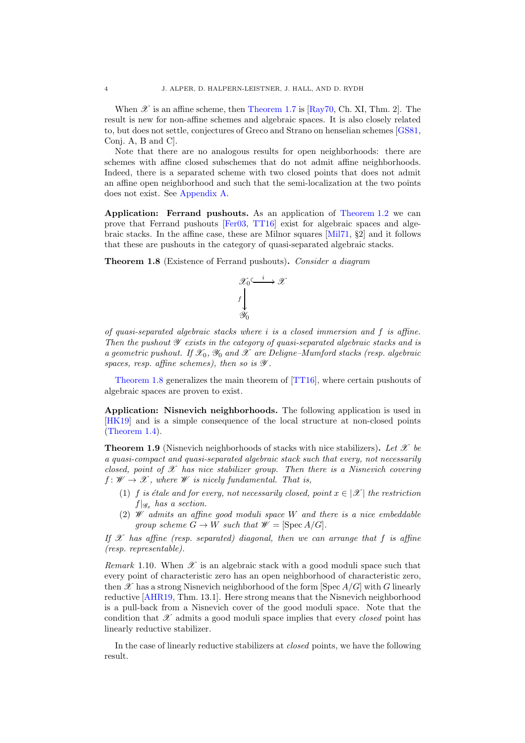When $\mathscr{X}$ is an affine scheme, then Theorem 1.7 is [Ray70, Ch. XI, Thm. 2]. The result is new for non-affine schemes and algebraic spaces. It is also closely related to, but does not settle, conjectures of Greco and Strano on henselian schemes [GS81, Conj. A, B and C].

Note that there are no analogous results for open neighborhoods: there are schemes with affine closed subschemes that do not admit affine neighborhoods. Indeed, there is a separated scheme with two closed points that does not admit an affine open neighborhood and such that the semi-localization at the two points does not exist. See Appendix A.

**Application: Ferrand pushouts.** As an application of Theorem 1.2 we can prove that Ferrand pushouts [Fer03, TT16] exist for algebraic spaces and algebraic stacks. In the affine case, these are Milnor squares [Mil71, §2] and it follows that these are pushouts in the category of quasi-separated algebraic stacks.

**Theorem 1.8** (Existence of Ferrand pushouts)**.** *Consider a diagram*

$$\begin{array}{ccc} \mathscr{X}_0 & \xhookrightarrow{i} & \mathscr{X} \\ {\scriptstyle f}\downarrow & & \\ \mathscr{Y}_0 & & \end{array}$$

*of quasi-separated algebraic stacks where $i$ is a closed immersion and $f$ is affine. Then the pushout $\mathscr{Y}$ exists in the category of quasi-separated algebraic stacks and is a geometric pushout. If $\mathscr{X}_0$, $\mathscr{Y}_0$ and $\mathscr{X}$ are Deligne–Mumford stacks (resp. algebraic spaces, resp. affine schemes), then so is $\mathscr{Y}$.*

Theorem 1.8 generalizes the main theorem of [TT16], where certain pushouts of algebraic spaces are proven to exist.

**Application: Nisnevich neighborhoods.** The following application is used in [HK19] and is a simple consequence of the local structure at non-closed points (Theorem 1.4).

**Theorem 1.9** (Nisnevich neighborhoods of stacks with nice stabilizers)**.** *Let $\mathscr{X}$ be a quasi-compact and quasi-separated algebraic stack such that every, not necessarily closed, point of $\mathscr{X}$ has nice stabilizer group. Then there is a Nisnevich covering $f\colon \mathscr{W} \to \mathscr{X}$, where $\mathscr{W}$ is nicely fundamental. That is,*

1. *$f$ is étale and for every, not necessarily closed, point $x \in |\mathscr{X}|$ the restriction $f|_{\mathscr{G}_x}$ has a section.*
2. *$\mathscr{W}$ admits an affine good moduli space $W$ and there is a nice embeddable group scheme $G \to W$ such that $\mathscr{W} = [\operatorname{Spec} A/G]$.*

*If $\mathscr{X}$ has affine (resp. separated) diagonal, then we can arrange that $f$ is affine (resp. representable).*

*Remark* 1.10. When $\mathscr{X}$ is an algebraic stack with a good moduli space such that every point of characteristic zero has an open neighborhood of characteristic zero, then $\mathscr{X}$ has a strong Nisnevich neighborhood of the form $[\operatorname{Spec} A/G]$ with $G$ linearly reductive [AHR19, Thm. 13.1]. Here strong means that the Nisnevich neighborhood is a pull-back from a Nisnevich cover of the good moduli space. Note that the condition that $\mathscr{X}$ admits a good moduli space implies that every *closed* point has linearly reductive stabilizer.

In the case of linearly reductive stabilizers at *closed* points, we have the following result.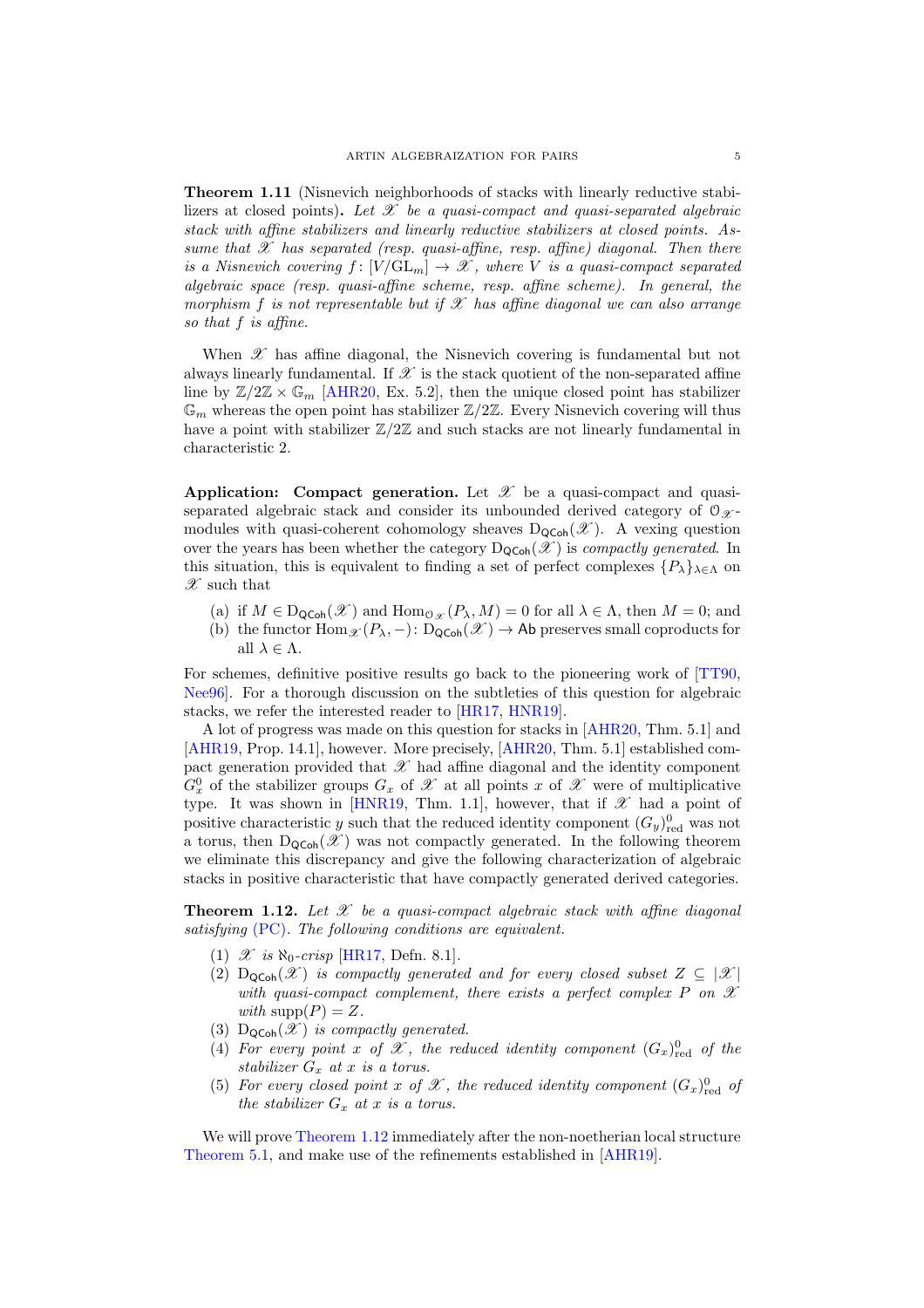**Theorem 1.11** (Nisnevich neighborhoods of stacks with linearly reductive stabilizers at closed points)**.** *Let $\mathscr{X}$ be a quasi-compact and quasi-separated algebraic stack with affine stabilizers and linearly reductive stabilizers at closed points. Assume that $\mathscr{X}$ has separated (resp. quasi-affine, resp. affine) diagonal. Then there is a Nisnevich covering $f\colon [V/\mathrm{GL}_m] \to \mathscr{X}$, where $V$ is a quasi-compact separated algebraic space (resp. quasi-affine scheme, resp. affine scheme). In general, the morphism $f$ is not representable but if $\mathscr{X}$ has affine diagonal we can also arrange so that $f$ is affine.*

When $\mathscr{X}$ has affine diagonal, the Nisnevich covering is fundamental but not always linearly fundamental. If $\mathscr{X}$ is the stack quotient of the non-separated affine line by $\mathbb{Z}/2\mathbb{Z} \times \mathbb{G}_m$ [AHR20, Ex. 5.2], then the unique closed point has stabilizer $\mathbb{G}_m$ whereas the open point has stabilizer $\mathbb{Z}/2\mathbb{Z}$. Every Nisnevich covering will thus have a point with stabilizer $\mathbb{Z}/2\mathbb{Z}$ and such stacks are not linearly fundamental in characteristic 2.

**Application: Compact generation.** Let $\mathscr{X}$ be a quasi-compact and quasi-separated algebraic stack and consider its unbounded derived category of $\mathcal{O}_{\mathscr{X}}$-modules with quasi-coherent cohomology sheaves $\mathrm{D}_{\mathsf{QCoh}}(\mathscr{X})$. A vexing question over the years has been whether the category $\mathrm{D}_{\mathsf{QCoh}}(\mathscr{X})$ is *compactly generated*. In this situation, this is equivalent to finding a set of perfect complexes $\{P_\lambda\}_{\lambda \in \Lambda}$ on $\mathscr{X}$ such that

(a) if $M \in \mathrm{D}_{\mathsf{QCoh}}(\mathscr{X})$ and $\mathrm{Hom}_{\mathcal{O}_{\mathscr{X}}}(P_\lambda, M) = 0$ for all $\lambda \in \Lambda$, then $M = 0$; and
(b) the functor $\mathrm{Hom}_{\mathscr{X}}(P_\lambda, -)\colon \mathrm{D}_{\mathsf{QCoh}}(\mathscr{X}) \to \mathsf{Ab}$ preserves small coproducts for all $\lambda \in \Lambda$.

For schemes, definitive positive results go back to the pioneering work of [TT90, Nee96]. For a thorough discussion on the subtleties of this question for algebraic stacks, we refer the interested reader to [HR17, HNR19].

A lot of progress was made on this question for stacks in [AHR20, Thm. 5.1] and [AHR19, Prop. 14.1], however. More precisely, [AHR20, Thm. 5.1] established compact generation provided that $\mathscr{X}$ had affine diagonal and the identity component $G_x^0$ of the stabilizer groups $G_x$ of $\mathscr{X}$ at all points $x$ of $\mathscr{X}$ were of multiplicative type. It was shown in [HNR19, Thm. 1.1], however, that if $\mathscr{X}$ had a point of positive characteristic $y$ such that the reduced identity component $(G_y)^0_{\mathrm{red}}$ was not a torus, then $\mathrm{D}_{\mathsf{QCoh}}(\mathscr{X})$ was not compactly generated. In the following theorem we eliminate this discrepancy and give the following characterization of algebraic stacks in positive characteristic that have compactly generated derived categories.

**Theorem 1.12.** *Let $\mathscr{X}$ be a quasi-compact algebraic stack with affine diagonal satisfying (PC). The following conditions are equivalent.*

(1) *$\mathscr{X}$ is $\aleph_0$-crisp* [HR17, Defn. 8.1]*.*
(2) *$\mathrm{D}_{\mathsf{QCoh}}(\mathscr{X})$ is compactly generated and for every closed subset $Z \subseteq |\mathscr{X}|$ with quasi-compact complement, there exists a perfect complex $P$ on $\mathscr{X}$ with $\mathrm{supp}(P) = Z$.*
(3) *$\mathrm{D}_{\mathsf{QCoh}}(\mathscr{X})$ is compactly generated.*
(4) *For every point $x$ of $\mathscr{X}$, the reduced identity component $(G_x)^0_{\mathrm{red}}$ of the stabilizer $G_x$ at $x$ is a torus.*
(5) *For every closed point $x$ of $\mathscr{X}$, the reduced identity component $(G_x)^0_{\mathrm{red}}$ of the stabilizer $G_x$ at $x$ is a torus.*

We will prove Theorem 1.12 immediately after the non-noetherian local structure Theorem 5.1, and make use of the refinements established in [AHR19].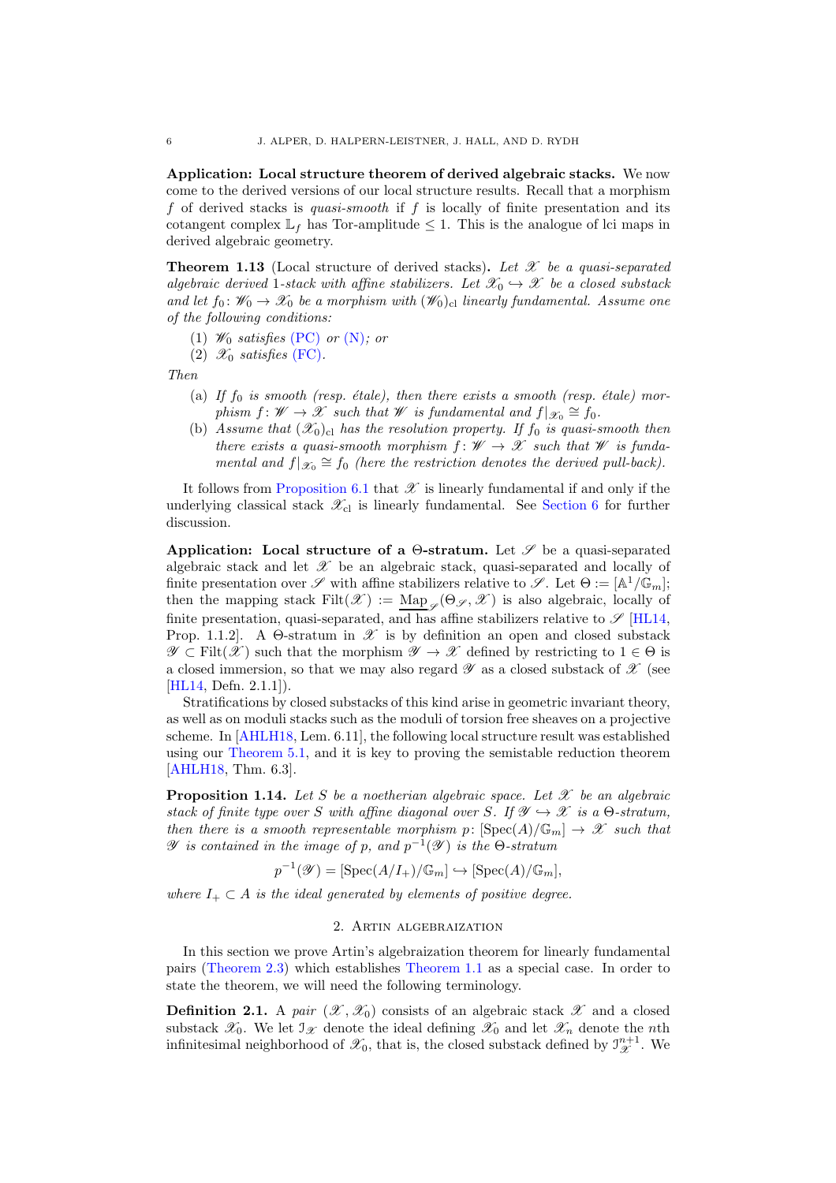**Application: Local structure theorem of derived algebraic stacks.** We now come to the derived versions of our local structure results. Recall that a morphism $f$ of derived stacks is *quasi-smooth* if $f$ is locally of finite presentation and its cotangent complex $\mathbb{L}_f$ has Tor-amplitude $\leq 1$. This is the analogue of lci maps in derived algebraic geometry.

**Theorem 1.13** (Local structure of derived stacks)**.** *Let $\mathscr{X}$ be a quasi-separated algebraic derived 1-stack with affine stabilizers. Let $\mathscr{X}_0 \hookrightarrow \mathscr{X}$ be a closed substack and let $f_0 \colon \mathscr{W}_0 \to \mathscr{X}_0$ be a morphism with $(\mathscr{W}_0)_{\mathrm{cl}}$ linearly fundamental. Assume one of the following conditions:*

1. *$\mathscr{W}_0$ satisfies (PC) or (N); or*
2. *$\mathscr{X}_0$ satisfies (FC).*

*Then*

- (a) *If $f_0$ is smooth (resp. étale), then there exists a smooth (resp. étale) morphism $f \colon \mathscr{W} \to \mathscr{X}$ such that $\mathscr{W}$ is fundamental and $f|_{\mathscr{X}_0} \cong f_0$.*
- (b) *Assume that $(\mathscr{X}_0)_{\mathrm{cl}}$ has the resolution property. If $f_0$ is quasi-smooth then there exists a quasi-smooth morphism $f \colon \mathscr{W} \to \mathscr{X}$ such that $\mathscr{W}$ is fundamental and $f|_{\mathscr{X}_0} \cong f_0$ (here the restriction denotes the derived pull-back).*

It follows from Proposition 6.1 that $\mathscr{X}$ is linearly fundamental if and only if the underlying classical stack $\mathscr{X}_{\mathrm{cl}}$ is linearly fundamental. See Section 6 for further discussion.

**Application: Local structure of a $\Theta$-stratum.** Let $\mathscr{S}$ be a quasi-separated algebraic stack and let $\mathscr{X}$ be an algebraic stack, quasi-separated and locally of finite presentation over $\mathscr{S}$ with affine stabilizers relative to $\mathscr{S}$. Let $\Theta := [\mathbb{A}^1/\mathbb{G}_m]$; then the mapping stack $\mathrm{Filt}(\mathscr{X}) := \underline{\mathrm{Map}}_{\mathscr{S}}(\Theta_{\mathscr{S}}, \mathscr{X})$ is also algebraic, locally of finite presentation, quasi-separated, and has affine stabilizers relative to $\mathscr{S}$ [HL14, Prop. 1.1.2]. A $\Theta$-stratum in $\mathscr{X}$ is by definition an open and closed substack $\mathscr{Y} \subset \mathrm{Filt}(\mathscr{X})$ such that the morphism $\mathscr{Y} \to \mathscr{X}$ defined by restricting to $1 \in \Theta$ is a closed immersion, so that we may also regard $\mathscr{Y}$ as a closed substack of $\mathscr{X}$ (see [HL14, Defn. 2.1.1]).

Stratifications by closed substacks of this kind arise in geometric invariant theory, as well as on moduli stacks such as the moduli of torsion free sheaves on a projective scheme. In [AHLH18, Lem. 6.11], the following local structure result was established using our Theorem 5.1, and it is key to proving the semistable reduction theorem [AHLH18, Thm. 6.3].

**Proposition 1.14.** *Let $S$ be a noetherian algebraic space. Let $\mathscr{X}$ be an algebraic stack of finite type over $S$ with affine diagonal over $S$. If $\mathscr{Y} \hookrightarrow \mathscr{X}$ is a $\Theta$-stratum, then there is a smooth representable morphism $p \colon [\mathrm{Spec}(A)/\mathbb{G}_m] \to \mathscr{X}$ such that $\mathscr{Y}$ is contained in the image of $p$, and $p^{-1}(\mathscr{Y})$ is the $\Theta$-stratum*

$$p^{-1}(\mathscr{Y}) = [\mathrm{Spec}(A/I_+)/\mathbb{G}_m] \hookrightarrow [\mathrm{Spec}(A)/\mathbb{G}_m],$$

*where $I_+ \subset A$ is the ideal generated by elements of positive degree.*

## 2. Artin algebraization

In this section we prove Artin's algebraization theorem for linearly fundamental pairs (Theorem 2.3) which establishes Theorem 1.1 as a special case. In order to state the theorem, we will need the following terminology.

**Definition 2.1.** A *pair* $(\mathscr{X}, \mathscr{X}_0)$ consists of an algebraic stack $\mathscr{X}$ and a closed substack $\mathscr{X}_0$. We let $\mathcal{I}_{\mathscr{X}}$ denote the ideal defining $\mathscr{X}_0$ and let $\mathscr{X}_n$ denote the $n$th infinitesimal neighborhood of $\mathscr{X}_0$, that is, the closed substack defined by $\mathcal{I}_{\mathscr{X}}^{n+1}$. We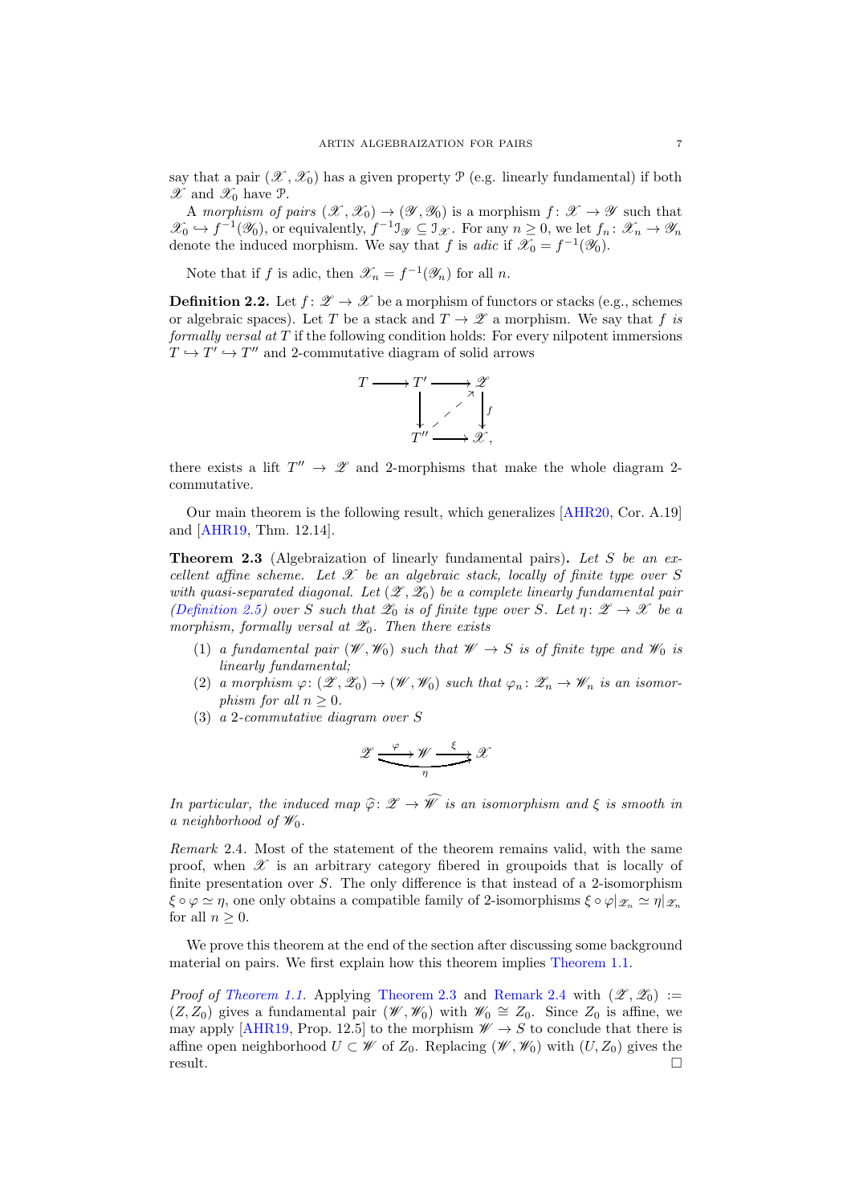say that a pair $(\mathscr{X}, \mathscr{X}_0)$ has a given property $\mathcal{P}$ (e.g. linearly fundamental) if both $\mathscr{X}$ and $\mathscr{X}_0$ have $\mathcal{P}$.

A *morphism of pairs* $(\mathscr{X}, \mathscr{X}_0) \to (\mathscr{Y}, \mathscr{Y}_0)$ is a morphism $f\colon \mathscr{X} \to \mathscr{Y}$ such that $\mathscr{X}_0 \hookrightarrow f^{-1}(\mathscr{Y}_0)$, or equivalently, $f^{-1}\mathcal{I}_{\mathscr{Y}} \subseteq \mathcal{I}_{\mathscr{X}}$. For any $n \geq 0$, we let $f_n\colon \mathscr{X}_n \to \mathscr{Y}_n$ denote the induced morphism. We say that $f$ is *adic* if $\mathscr{X}_0 = f^{-1}(\mathscr{Y}_0)$.

Note that if $f$ is adic, then $\mathscr{X}_n = f^{-1}(\mathscr{Y}_n)$ for all $n$.

**Definition 2.2.** Let $f\colon \mathscr{Z} \to \mathscr{X}$ be a morphism of functors or stacks (e.g., schemes or algebraic spaces). Let $T$ be a stack and $T \to \mathscr{Z}$ a morphism. We say that $f$ *is formally versal at* $T$ if the following condition holds: For every nilpotent immersions $T \hookrightarrow T' \hookrightarrow T''$ and 2-commutative diagram of solid arrows

$$\begin{array}{ccccc} T & \longrightarrow & T' & \longrightarrow & \mathscr{Z} \\ & & \downarrow & \nearrow & \downarrow f \\ & & T'' & \longrightarrow & \mathscr{X}, \end{array}$$

there exists a lift $T'' \to \mathscr{Z}$ and 2-morphisms that make the whole diagram 2-commutative.

Our main theorem is the following result, which generalizes [AHR20, Cor. A.19] and [AHR19, Thm. 12.14].

**Theorem 2.3** (Algebraization of linearly fundamental pairs)**.** *Let $S$ be an excellent affine scheme. Let $\mathscr{X}$ be an algebraic stack, locally of finite type over $S$ with quasi-separated diagonal. Let $(\mathscr{Z}, \mathscr{Z}_0)$ be a complete linearly fundamental pair (Definition 2.5) over $S$ such that $\mathscr{Z}_0$ is of finite type over $S$. Let $\eta\colon \mathscr{Z} \to \mathscr{X}$ be a morphism, formally versal at $\mathscr{Z}_0$. Then there exists*

1. *a fundamental pair $(\mathscr{W}, \mathscr{W}_0)$ such that $\mathscr{W} \to S$ is of finite type and $\mathscr{W}_0$ is linearly fundamental;*
2. *a morphism $\varphi\colon (\mathscr{Z}, \mathscr{Z}_0) \to (\mathscr{W}, \mathscr{W}_0)$ such that $\varphi_n\colon \mathscr{Z}_n \to \mathscr{W}_n$ is an isomorphism for all $n \geq 0$.*
3. *a 2-commutative diagram over $S$*

$$\mathscr{Z} \xrightarrow{\varphi} \mathscr{W} \xrightarrow{\xi} \mathscr{X}, \qquad \xi \circ \varphi \simeq \eta$$

*In particular, the induced map $\widehat{\varphi}\colon \mathscr{Z} \to \widehat{\mathscr{W}}$ is an isomorphism and $\xi$ is smooth in a neighborhood of $\mathscr{W}_0$.*

*Remark* 2.4. Most of the statement of the theorem remains valid, with the same proof, when $\mathscr{X}$ is an arbitrary category fibered in groupoids that is locally of finite presentation over $S$. The only difference is that instead of a 2-isomorphism $\xi \circ \varphi \simeq \eta$, one only obtains a compatible family of 2-isomorphisms $\xi \circ \varphi|_{\mathscr{Z}_n} \simeq \eta|_{\mathscr{Z}_n}$ for all $n \geq 0$.

We prove this theorem at the end of the section after discussing some background material on pairs. We first explain how this theorem implies Theorem 1.1.

*Proof of Theorem 1.1.* Applying Theorem 2.3 and Remark 2.4 with $(\mathscr{Z}, \mathscr{Z}_0) := (Z, Z_0)$ gives a fundamental pair $(\mathscr{W}, \mathscr{W}_0)$ with $\mathscr{W}_0 \cong Z_0$. Since $Z_0$ is affine, we may apply [AHR19, Prop. 12.5] to the morphism $\mathscr{W} \to S$ to conclude that there is affine open neighborhood $U \subset \mathscr{W}$ of $Z_0$. Replacing $(\mathscr{W}, \mathscr{W}_0)$ with $(U, Z_0)$ gives the result. $\square$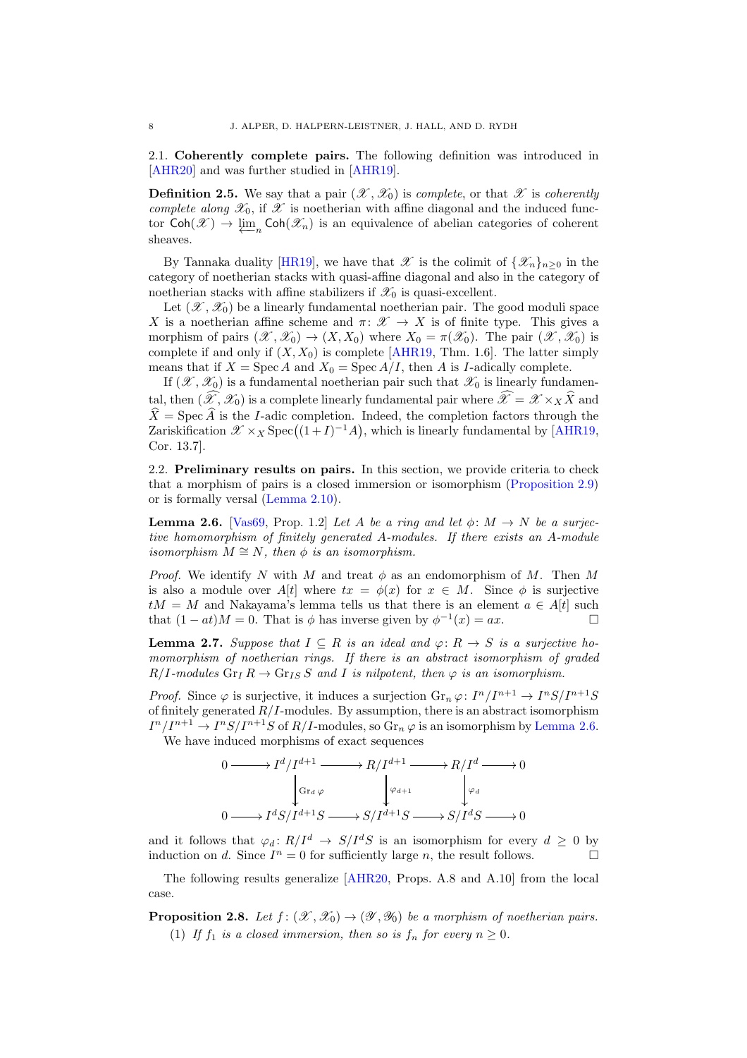### 2.1. Coherently complete pairs.

The following definition was introduced in [AHR20] and was further studied in [AHR19].

**Definition 2.5.** *We say that a pair $(\mathscr{X}, \mathscr{X}_0)$ is complete, or that $\mathscr{X}$ is coherently complete along $\mathscr{X}_0$, if $\mathscr{X}$ is noetherian with affine diagonal and the induced functor $\mathsf{Coh}(\mathscr{X}) \to \varprojlim_n \mathsf{Coh}(\mathscr{X}_n)$ is an equivalence of abelian categories of coherent sheaves.*

By Tannaka duality [HR19], we have that $\mathscr{X}$ is the colimit of $\{\mathscr{X}_n\}_{n\geq 0}$ in the category of noetherian stacks with quasi-affine diagonal and also in the category of noetherian stacks with affine stabilizers if $\mathscr{X}_0$ is quasi-excellent.

Let $(\mathscr{X}, \mathscr{X}_0)$ be a linearly fundamental noetherian pair. The good moduli space $X$ is a noetherian affine scheme and $\pi\colon \mathscr{X} \to X$ is of finite type. This gives a morphism of pairs $(\mathscr{X}, \mathscr{X}_0) \to (X, X_0)$ where $X_0 = \pi(\mathscr{X}_0)$. The pair $(\mathscr{X}, \mathscr{X}_0)$ is complete if and only if $(X, X_0)$ is complete [AHR19, Thm. 1.6]. The latter simply means that if $X = \operatorname{Spec} A$ and $X_0 = \operatorname{Spec} A/I$, then $A$ is $I$-adically complete.

If $(\mathscr{X}, \mathscr{X}_0)$ is a fundamental noetherian pair such that $\mathscr{X}_0$ is linearly fundamental, then $(\widehat{\mathscr{X}}, \mathscr{X}_0)$ is a complete linearly fundamental pair where $\widehat{\mathscr{X}} = \mathscr{X} \times_X \widehat{X}$ and $\widehat{X} = \operatorname{Spec} \widehat{A}$ is the $I$-adic completion. Indeed, the completion factors through the Zariskification $\mathscr{X} \times_X \operatorname{Spec}\big((1+I)^{-1}A\big)$, which is linearly fundamental by [AHR19, Cor. 13.7].

### 2.2. Preliminary results on pairs.

In this section, we provide criteria to check that a morphism of pairs is a closed immersion or isomorphism (Proposition 2.9) or is formally versal (Lemma 2.10).

**Lemma 2.6.** [Vas69, Prop. 1.2] *Let $A$ be a ring and let $\phi\colon M \to N$ be a surjective homomorphism of finitely generated $A$-modules. If there exists an $A$-module isomorphism $M \cong N$, then $\phi$ is an isomorphism.*

*Proof.* We identify $N$ with $M$ and treat $\phi$ as an endomorphism of $M$. Then $M$ is also a module over $A[t]$ where $tx = \phi(x)$ for $x \in M$. Since $\phi$ is surjective $tM = M$ and Nakayama's lemma tells us that there is an element $a \in A[t]$ such that $(1 - at)M = 0$. That is $\phi$ has inverse given by $\phi^{-1}(x) = ax$. □

**Lemma 2.7.** *Suppose that $I \subseteq R$ is an ideal and $\varphi\colon R \to S$ is a surjective homomorphism of noetherian rings. If there is an abstract isomorphism of graded $R/I$-modules $\operatorname{Gr}_I R \to \operatorname{Gr}_{IS} S$ and $I$ is nilpotent, then $\varphi$ is an isomorphism.*

*Proof.* Since $\varphi$ is surjective, it induces a surjection $\operatorname{Gr}_n \varphi\colon I^n/I^{n+1} \to I^nS/I^{n+1}S$ of finitely generated $R/I$-modules. By assumption, there is an abstract isomorphism $I^n/I^{n+1} \to I^nS/I^{n+1}S$ of $R/I$-modules, so $\operatorname{Gr}_n \varphi$ is an isomorphism by Lemma 2.6.

We have induced morphisms of exact sequences

$$\begin{array}{ccccccccc}
0 & \longrightarrow & I^d/I^{d+1} & \longrightarrow & R/I^{d+1} & \longrightarrow & R/I^d & \longrightarrow & 0 \\
 & & \big\downarrow {\scriptstyle \operatorname{Gr}_d \varphi} & & \big\downarrow {\scriptstyle \varphi_{d+1}} & & \big\downarrow {\scriptstyle \varphi_d} & & \\
0 & \longrightarrow & I^dS/I^{d+1}S & \longrightarrow & S/I^{d+1}S & \longrightarrow & S/I^dS & \longrightarrow & 0
\end{array}$$

and it follows that $\varphi_d\colon R/I^d \to S/I^dS$ is an isomorphism for every $d \geq 0$ by induction on $d$. Since $I^n = 0$ for sufficiently large $n$, the result follows. □

The following results generalize [AHR20, Props. A.8 and A.10] from the local case.

**Proposition 2.8.** *Let $f\colon (\mathscr{X}, \mathscr{X}_0) \to (\mathscr{Y}, \mathscr{Y}_0)$ be a morphism of noetherian pairs.*

(1) *If $f_1$ is a closed immersion, then so is $f_n$ for every $n \geq 0$.*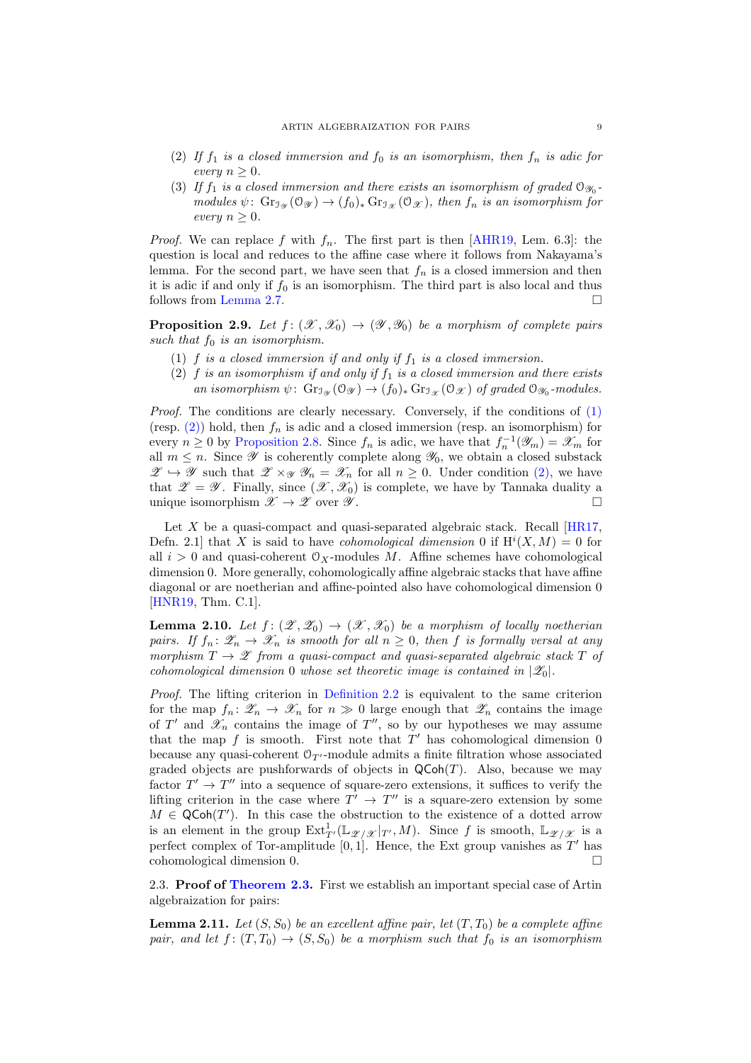(2) *If $f_1$ is a closed immersion and $f_0$ is an isomorphism, then $f_n$ is adic for every $n \geq 0$.*

(3) *If $f_1$ is a closed immersion and there exists an isomorphism of graded $\mathcal{O}_{\mathscr{Y}_0}$-modules $\psi\colon \operatorname{Gr}_{\mathcal{I}_{\mathscr{Y}}}(\mathcal{O}_{\mathscr{Y}}) \to (f_0)_* \operatorname{Gr}_{\mathcal{I}_{\mathscr{X}}}(\mathcal{O}_{\mathscr{X}})$, then $f_n$ is an isomorphism for every $n \geq 0$.*

*Proof.* We can replace $f$ with $f_n$. The first part is then [AHR19, Lem. 6.3]: the question is local and reduces to the affine case where it follows from Nakayama's lemma. For the second part, we have seen that $f_n$ is a closed immersion and then it is adic if and only if $f_0$ is an isomorphism. The third part is also local and thus follows from Lemma 2.7. □

**Proposition 2.9.** *Let $f\colon (\mathscr{X}, \mathscr{X}_0) \to (\mathscr{Y}, \mathscr{Y}_0)$ be a morphism of complete pairs such that $f_0$ is an isomorphism.*

(1) *$f$ is a closed immersion if and only if $f_1$ is a closed immersion.*

(2) *$f$ is an isomorphism if and only if $f_1$ is a closed immersion and there exists an isomorphism $\psi\colon \operatorname{Gr}_{\mathcal{I}_{\mathscr{Y}}}(\mathcal{O}_{\mathscr{Y}}) \to (f_0)_* \operatorname{Gr}_{\mathcal{I}_{\mathscr{X}}}(\mathcal{O}_{\mathscr{X}})$ of graded $\mathcal{O}_{\mathscr{Y}_0}$-modules.*

*Proof.* The conditions are clearly necessary. Conversely, if the conditions of (1) (resp. (2)) hold, then $f_n$ is adic and a closed immersion (resp. an isomorphism) for every $n \geq 0$ by Proposition 2.8. Since $f_n$ is adic, we have that $f_n^{-1}(\mathscr{Y}_m) = \mathscr{X}_m$ for all $m \leq n$. Since $\mathscr{Y}$ is coherently complete along $\mathscr{Y}_0$, we obtain a closed substack $\mathscr{Z} \hookrightarrow \mathscr{Y}$ such that $\mathscr{Z} \times_{\mathscr{Y}} \mathscr{Y}_n = \mathscr{X}_n$ for all $n \geq 0$. Under condition (2), we have that $\mathscr{Z} = \mathscr{Y}$. Finally, since $(\mathscr{X}, \mathscr{X}_0)$ is complete, we have by Tannaka duality a unique isomorphism $\mathscr{X} \to \mathscr{Z}$ over $\mathscr{Y}$. □

Let $X$ be a quasi-compact and quasi-separated algebraic stack. Recall [HR17, Defn. 2.1] that $X$ is said to have *cohomological dimension* 0 if $\mathrm{H}^i(X, M) = 0$ for all $i > 0$ and quasi-coherent $\mathcal{O}_X$-modules $M$. Affine schemes have cohomological dimension 0. More generally, cohomologically affine algebraic stacks that have affine diagonal or are noetherian and affine-pointed also have cohomological dimension 0 [HNR19, Thm. C.1].

**Lemma 2.10.** *Let $f\colon (\mathscr{Z}, \mathscr{Z}_0) \to (\mathscr{X}, \mathscr{X}_0)$ be a morphism of locally noetherian pairs. If $f_n\colon \mathscr{Z}_n \to \mathscr{X}_n$ is smooth for all $n \geq 0$, then $f$ is formally versal at any morphism $T \to \mathscr{Z}$ from a quasi-compact and quasi-separated algebraic stack $T$ of cohomological dimension 0 whose set theoretic image is contained in $|\mathscr{Z}_0|$.*

*Proof.* The lifting criterion in Definition 2.2 is equivalent to the same criterion for the map $f_n\colon \mathscr{Z}_n \to \mathscr{X}_n$ for $n \gg 0$ large enough that $\mathscr{Z}_n$ contains the image of $T'$ and $\mathscr{X}_n$ contains the image of $T''$, so by our hypotheses we may assume that the map $f$ is smooth. First note that $T'$ has cohomological dimension 0 because any quasi-coherent $\mathcal{O}_{T'}$-module admits a finite filtration whose associated graded objects are pushforwards of objects in $\mathsf{QCoh}(T)$. Also, because we may factor $T' \to T''$ into a sequence of square-zero extensions, it suffices to verify the lifting criterion in the case where $T' \to T''$ is a square-zero extension by some $M \in \mathsf{QCoh}(T')$. In this case the obstruction to the existence of a dotted arrow is an element in the group $\operatorname{Ext}^1_{T'}(\mathbb{L}_{\mathscr{Z}/\mathscr{X}}|_{T'}, M)$. Since $f$ is smooth, $\mathbb{L}_{\mathscr{Z}/\mathscr{X}}$ is a perfect complex of Tor-amplitude $[0,1]$. Hence, the Ext group vanishes as $T'$ has cohomological dimension 0. □

2.3. **Proof of Theorem 2.3.** First we establish an important special case of Artin algebraization for pairs:

**Lemma 2.11.** *Let $(S, S_0)$ be an excellent affine pair, let $(T, T_0)$ be a complete affine pair, and let $f\colon (T, T_0) \to (S, S_0)$ be a morphism such that $f_0$ is an isomorphism*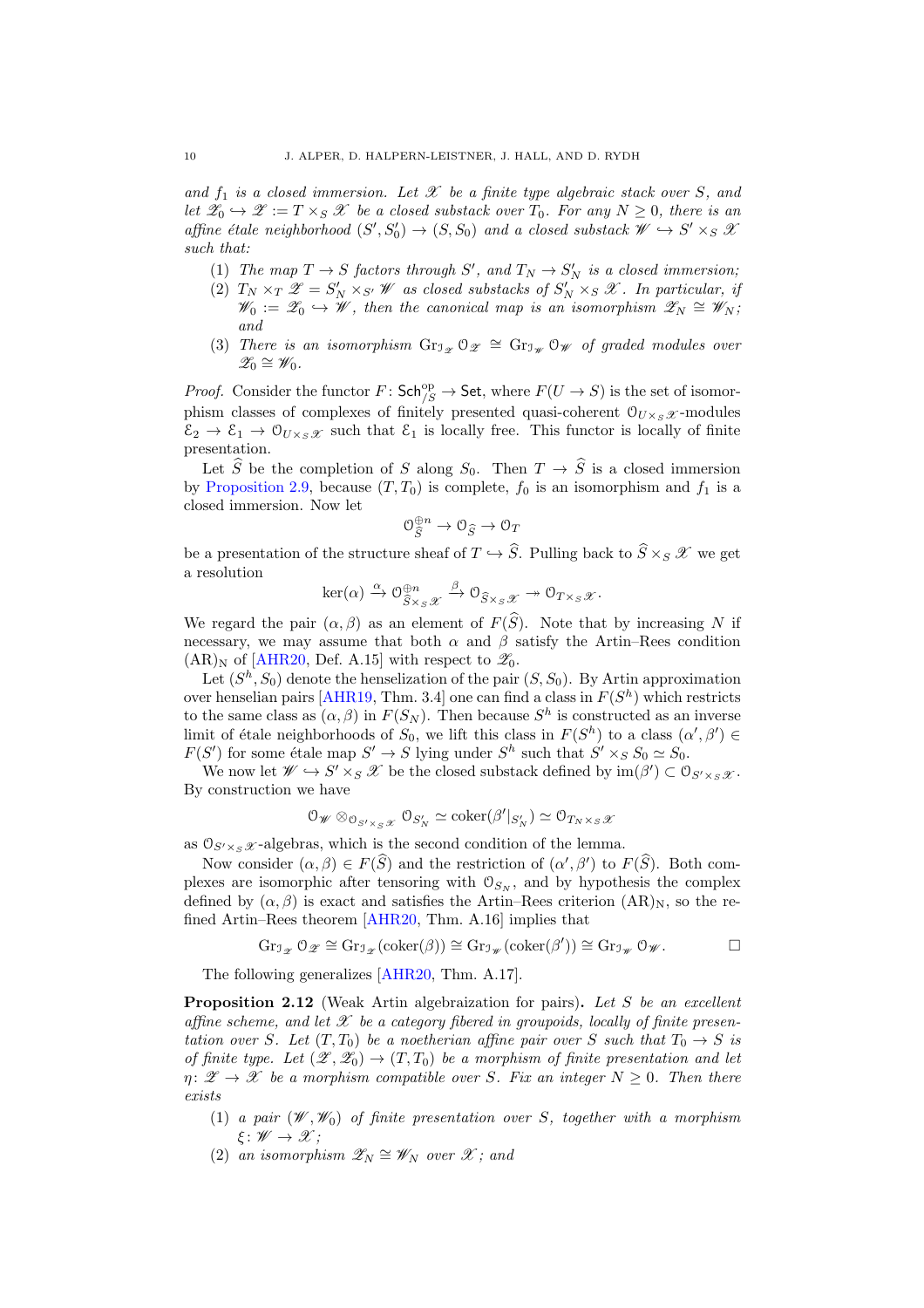*and $f_1$ is a closed immersion. Let $\mathscr{X}$ be a finite type algebraic stack over $S$, and let $\mathscr{Z}_0 \hookrightarrow \mathscr{Z} := T \times_S \mathscr{X}$ be a closed substack over $T_0$. For any $N \geq 0$, there is an affine étale neighborhood $(S', S'_0) \to (S, S_0)$ and a closed substack $\mathscr{W} \hookrightarrow S' \times_S \mathscr{X}$ such that:*

1. *The map $T \to S$ factors through $S'$, and $T_N \to S'_N$ is a closed immersion;*
2. *$T_N \times_T \mathscr{Z} = S'_N \times_{S'} \mathscr{W}$ as closed substacks of $S'_N \times_S \mathscr{X}$. In particular, if $\mathscr{W}_0 := \mathscr{Z}_0 \hookrightarrow \mathscr{W}$, then the canonical map is an isomorphism $\mathscr{Z}_N \cong \mathscr{W}_N$; and*
3. *There is an isomorphism $\mathrm{Gr}_{\mathcal{I}_{\mathscr{Z}}} \mathcal{O}_{\mathscr{Z}} \cong \mathrm{Gr}_{\mathcal{I}_{\mathscr{W}}} \mathcal{O}_{\mathscr{W}}$ of graded modules over $\mathscr{Z}_0 \cong \mathscr{W}_0$.*

*Proof.* Consider the functor $F \colon \mathsf{Sch}^{\mathrm{op}}_{/S} \to \mathsf{Set}$, where $F(U \to S)$ is the set of isomorphism classes of complexes of finitely presented quasi-coherent $\mathcal{O}_{U \times_S \mathscr{X}}$-modules $\mathcal{E}_2 \to \mathcal{E}_1 \to \mathcal{O}_{U \times_S \mathscr{X}}$ such that $\mathcal{E}_1$ is locally free. This functor is locally of finite presentation.

Let $\widehat{S}$ be the completion of $S$ along $S_0$. Then $T \to \widehat{S}$ is a closed immersion by Proposition 2.9, because $(T, T_0)$ is complete, $f_0$ is an isomorphism and $f_1$ is a closed immersion. Now let

$$\mathcal{O}_{\widehat{S}}^{\oplus n} \to \mathcal{O}_{\widehat{S}} \to \mathcal{O}_T$$

be a presentation of the structure sheaf of $T \hookrightarrow \widehat{S}$. Pulling back to $\widehat{S} \times_S \mathscr{X}$ we get a resolution

$$\ker(\alpha) \xrightarrow{\alpha} \mathcal{O}_{\widehat{S} \times_S \mathscr{X}}^{\oplus n} \xrightarrow{\beta} \mathcal{O}_{\widehat{S} \times_S \mathscr{X}} \twoheadrightarrow \mathcal{O}_{T \times_S \mathscr{X}}.$$

We regard the pair $(\alpha, \beta)$ as an element of $F(\widehat{S})$. Note that by increasing $N$ if necessary, we may assume that both $\alpha$ and $\beta$ satisfy the Artin–Rees condition $(\mathrm{AR})_{\mathrm{N}}$ of [AHR20, Def. A.15] with respect to $\mathscr{Z}_0$.

Let $(S^h, S_0)$ denote the henselization of the pair $(S, S_0)$. By Artin approximation over henselian pairs [AHR19, Thm. 3.4] one can find a class in $F(S^h)$ which restricts to the same class as $(\alpha, \beta)$ in $F(S_N)$. Then because $S^h$ is constructed as an inverse limit of étale neighborhoods of $S_0$, we lift this class in $F(S^h)$ to a class $(\alpha', \beta') \in F(S')$ for some étale map $S' \to S$ lying under $S^h$ such that $S' \times_S S_0 \simeq S_0$.

We now let $\mathscr{W} \hookrightarrow S' \times_S \mathscr{X}$ be the closed substack defined by $\mathrm{im}(\beta') \subset \mathcal{O}_{S' \times_S \mathscr{X}}$. By construction we have

$$\mathcal{O}_{\mathscr{W}} \otimes_{\mathcal{O}_{S' \times_S \mathscr{X}}} \mathcal{O}_{S'_N} \simeq \mathrm{coker}(\beta'|_{S'_N}) \simeq \mathcal{O}_{T_N \times_S \mathscr{X}}$$

as $\mathcal{O}_{S' \times_S \mathscr{X}}$-algebras, which is the second condition of the lemma.

Now consider $(\alpha, \beta) \in F(\widehat{S})$ and the restriction of $(\alpha', \beta')$ to $F(\widehat{S})$. Both complexes are isomorphic after tensoring with $\mathcal{O}_{S_N}$, and by hypothesis the complex defined by $(\alpha, \beta)$ is exact and satisfies the Artin–Rees criterion $(\mathrm{AR})_{\mathrm{N}}$, so the refined Artin–Rees theorem [AHR20, Thm. A.16] implies that

$$\mathrm{Gr}_{\mathcal{I}_{\mathscr{Z}}} \mathcal{O}_{\mathscr{Z}} \cong \mathrm{Gr}_{\mathcal{I}_{\mathscr{Z}}}(\mathrm{coker}(\beta)) \cong \mathrm{Gr}_{\mathcal{I}_{\mathscr{W}}}(\mathrm{coker}(\beta')) \cong \mathrm{Gr}_{\mathcal{I}_{\mathscr{W}}} \mathcal{O}_{\mathscr{W}}. \qquad \square$$

The following generalizes [AHR20, Thm. A.17].

**Proposition 2.12** (Weak Artin algebraization for pairs)**.** *Let $S$ be an excellent affine scheme, and let $\mathscr{X}$ be a category fibered in groupoids, locally of finite presentation over $S$. Let $(T, T_0)$ be a noetherian affine pair over $S$ such that $T_0 \to S$ is of finite type. Let $(\mathscr{Z}, \mathscr{Z}_0) \to (T, T_0)$ be a morphism of finite presentation and let $\eta \colon \mathscr{Z} \to \mathscr{X}$ be a morphism compatible over $S$. Fix an integer $N \geq 0$. Then there exists*

1. *a pair $(\mathscr{W}, \mathscr{W}_0)$ of finite presentation over $S$, together with a morphism $\xi \colon \mathscr{W} \to \mathscr{X}$;*
2. *an isomorphism $\mathscr{Z}_N \cong \mathscr{W}_N$ over $\mathscr{X}$; and*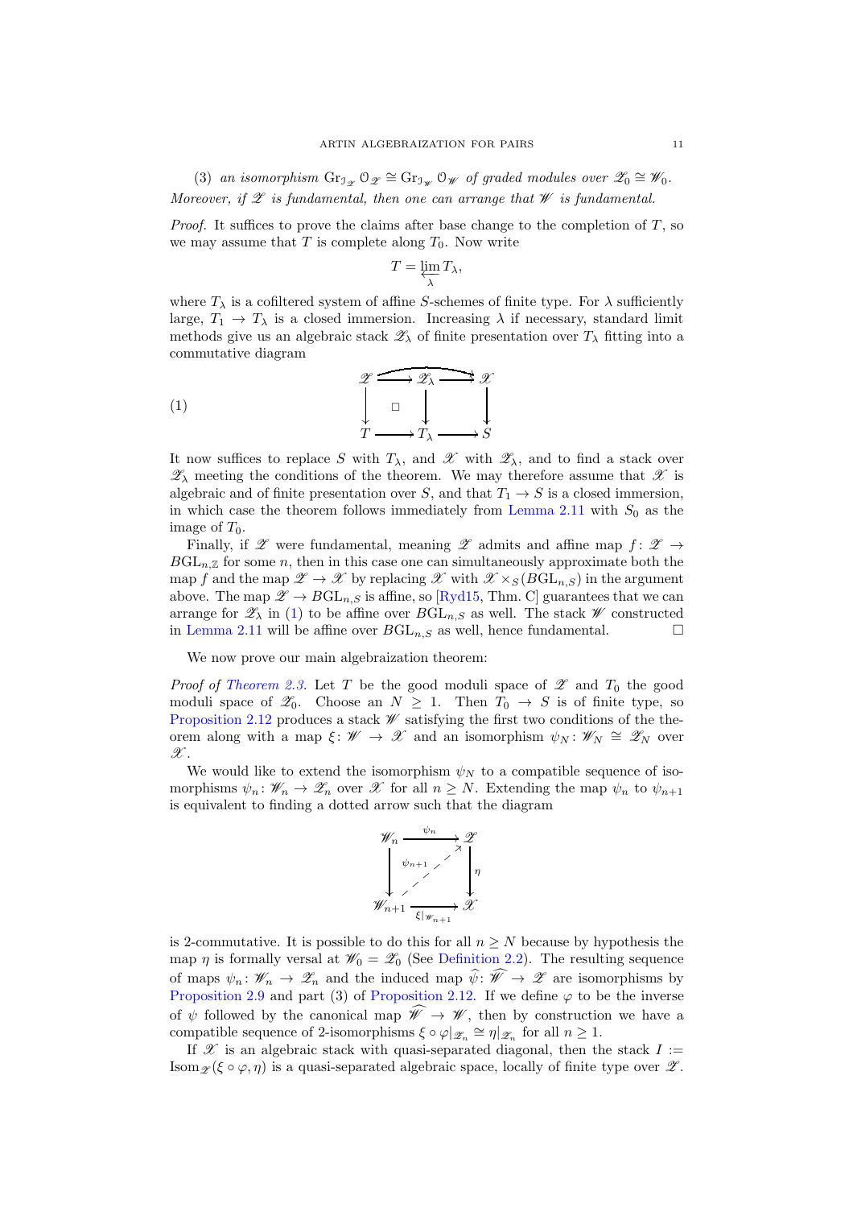(3) *an isomorphism* $\mathrm{Gr}_{\mathcal{I}_{\mathscr{Z}}} \mathcal{O}_{\mathscr{Z}} \cong \mathrm{Gr}_{\mathcal{I}_{\mathscr{W}}} \mathcal{O}_{\mathscr{W}}$ *of graded modules over* $\mathscr{Z}_0 \cong \mathscr{W}_0$.

*Moreover, if* $\mathscr{Z}$ *is fundamental, then one can arrange that* $\mathscr{W}$ *is fundamental.*

*Proof.* It suffices to prove the claims after base change to the completion of $T$, so we may assume that $T$ is complete along $T_0$. Now write

$$T = \varprojlim_{\lambda} T_\lambda,$$

where $T_\lambda$ is a cofiltered system of affine $S$-schemes of finite type. For $\lambda$ sufficiently large, $T_1 \to T_\lambda$ is a closed immersion. Increasing $\lambda$ if necessary, standard limit methods give us an algebraic stack $\mathscr{Z}_\lambda$ of finite presentation over $T_\lambda$ fitting into a commutative diagram

$$\begin{array}{ccccc} \mathscr{Z} & \longrightarrow & \mathscr{Z}_\lambda & \longrightarrow & \mathscr{X} \\ \downarrow & \square & \downarrow & & \downarrow \\ T & \longrightarrow & T_\lambda & \longrightarrow & S \end{array} \tag{1}$$

(with the top composite $\mathscr{Z} \to \mathscr{X}$ drawn as a curved arrow over the top row.)

It now suffices to replace $S$ with $T_\lambda$, and $\mathscr{X}$ with $\mathscr{Z}_\lambda$, and to find a stack over $\mathscr{Z}_\lambda$ meeting the conditions of the theorem. We may therefore assume that $\mathscr{X}$ is algebraic and of finite presentation over $S$, and that $T_1 \to S$ is a closed immersion, in which case the theorem follows immediately from Lemma 2.11 with $S_0$ as the image of $T_0$.

Finally, if $\mathscr{Z}$ were fundamental, meaning $\mathscr{Z}$ admits and affine map $f\colon \mathscr{Z} \to B\mathrm{GL}_{n,\mathbb{Z}}$ for some $n$, then in this case one can simultaneously approximate both the map $f$ and the map $\mathscr{Z} \to \mathscr{X}$ by replacing $\mathscr{X}$ with $\mathscr{X} \times_S (B\mathrm{GL}_{n,S})$ in the argument above. The map $\mathscr{Z} \to B\mathrm{GL}_{n,S}$ is affine, so [Ryd15, Thm. C] guarantees that we can arrange for $\mathscr{Z}_\lambda$ in (1) to be affine over $B\mathrm{GL}_{n,S}$ as well. The stack $\mathscr{W}$ constructed in Lemma 2.11 will be affine over $B\mathrm{GL}_{n,S}$ as well, hence fundamental. $\square$

We now prove our main algebraization theorem:

*Proof of Theorem 2.3.* Let $T$ be the good moduli space of $\mathscr{Z}$ and $T_0$ the good moduli space of $\mathscr{Z}_0$. Choose an $N \geq 1$. Then $T_0 \to S$ is of finite type, so Proposition 2.12 produces a stack $\mathscr{W}$ satisfying the first two conditions of the theorem along with a map $\xi\colon \mathscr{W} \to \mathscr{X}$ and an isomorphism $\psi_N\colon \mathscr{W}_N \cong \mathscr{Z}_N$ over $\mathscr{X}$.

We would like to extend the isomorphism $\psi_N$ to a compatible sequence of isomorphisms $\psi_n\colon \mathscr{W}_n \to \mathscr{Z}_n$ over $\mathscr{X}$ for all $n \geq N$. Extending the map $\psi_n$ to $\psi_{n+1}$ is equivalent to finding a dotted arrow such that the diagram

$$\begin{array}{ccc} \mathscr{W}_n & \xrightarrow{\psi_n} & \mathscr{Z} \\ \downarrow & \overset{\psi_{n+1}}{\nearrow} & \downarrow \eta \\ \mathscr{W}_{n+1} & \xrightarrow{\xi|_{\mathscr{W}_{n+1}}} & \mathscr{X} \end{array}$$

is 2-commutative. It is possible to do this for all $n \geq N$ because by hypothesis the map $\eta$ is formally versal at $\mathscr{W}_0 = \mathscr{Z}_0$ (See Definition 2.2). The resulting sequence of maps $\psi_n\colon \mathscr{W}_n \to \mathscr{Z}_n$ and the induced map $\widehat{\psi}\colon \widehat{\mathscr{W}} \to \mathscr{Z}$ are isomorphisms by Proposition 2.9 and part (3) of Proposition 2.12. If we define $\varphi$ to be the inverse of $\psi$ followed by the canonical map $\widehat{\mathscr{W}} \to \mathscr{W}$, then by construction we have a compatible sequence of 2-isomorphisms $\xi \circ \varphi|_{\mathscr{Z}_n} \cong \eta|_{\mathscr{Z}_n}$ for all $n \geq 1$.

If $\mathscr{X}$ is an algebraic stack with quasi-separated diagonal, then the stack $I := \mathrm{Isom}_{\mathscr{Z}}(\xi \circ \varphi, \eta)$ is a quasi-separated algebraic space, locally of finite type over $\mathscr{Z}$.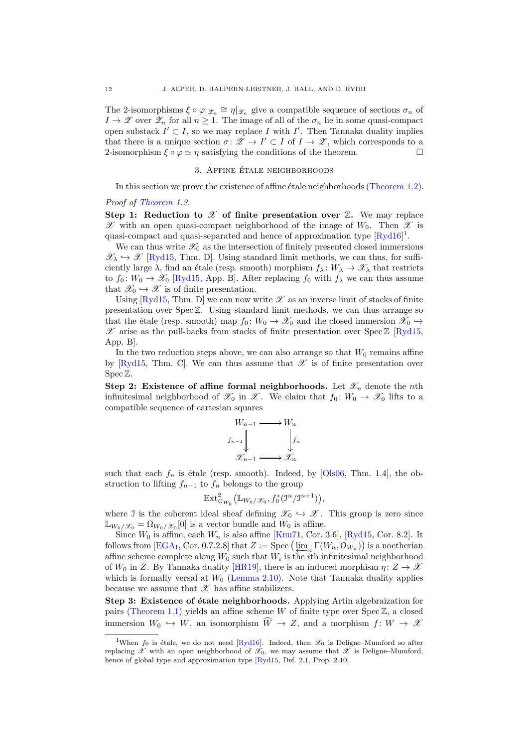The 2-isomorphisms $\xi \circ \varphi|_{\mathscr{X}_n} \cong \eta|_{\mathscr{X}_n}$ give a compatible sequence of sections $\sigma_n$ of $I \to \mathscr{Z}$ over $\mathscr{Z}_n$ for all $n \geq 1$. The image of all of the $\sigma_n$ lie in some quasi-compact open substack $I' \subset I$, so we may replace $I$ with $I'$. Then Tannaka duality implies that there is a unique section $\sigma \colon \mathscr{Z} \to I' \subset I$ of $I \to \mathscr{Z}$, which corresponds to a 2-isomorphism $\xi \circ \varphi \simeq \eta$ satisfying the conditions of the theorem. □

## 3. Affine étale neighborhoods

In this section we prove the existence of affine étale neighborhoods (Theorem 1.2).

*Proof of Theorem 1.2.*

**Step 1: Reduction to $\mathscr{X}$ of finite presentation over $\mathbb{Z}$.** We may replace $\mathscr{X}$ with an open quasi-compact neighborhood of the image of $W_0$. Then $\mathscr{X}$ is quasi-compact and quasi-separated and hence of approximation type [Ryd16][1].

We can thus write $\mathscr{X}_0$ as the intersection of finitely presented closed immersions $\mathscr{X}_\lambda \hookrightarrow \mathscr{X}$ [Ryd15, Thm. D]. Using standard limit methods, we can thus, for sufficiently large $\lambda$, find an étale (resp. smooth) morphism $f_\lambda \colon W_\lambda \to \mathscr{X}_\lambda$ that restricts to $f_0 \colon W_0 \to \mathscr{X}_0$ [Ryd15, App. B]. After replacing $f_0$ with $f_\lambda$ we can thus assume that $\mathscr{X}_0 \hookrightarrow \mathscr{X}$ is of finite presentation.

Using [Ryd15, Thm. D] we can now write $\mathscr{X}$ as an inverse limit of stacks of finite presentation over $\operatorname{Spec} \mathbb{Z}$. Using standard limit methods, we can thus arrange so that the étale (resp. smooth) map $f_0 \colon W_0 \to \mathscr{X}_0$ and the closed immersion $\mathscr{X}_0 \hookrightarrow \mathscr{X}$ arise as the pull-backs from stacks of finite presentation over $\operatorname{Spec} \mathbb{Z}$ [Ryd15, App. B].

In the two reduction steps above, we can also arrange so that $W_0$ remains affine by [Ryd15, Thm. C]. We can thus assume that $\mathscr{X}$ is of finite presentation over $\operatorname{Spec} \mathbb{Z}$.

**Step 2: Existence of affine formal neighborhoods.** Let $\mathscr{X}_n$ denote the $n$th infinitesimal neighborhood of $\mathscr{X}_0$ in $\mathscr{X}$. We claim that $f_0 \colon W_0 \to \mathscr{X}_0$ lifts to a compatible sequence of cartesian squares

$$\begin{array}{ccc} W_{n-1} & \longrightarrow & W_n \\ \big\downarrow{\scriptstyle f_{n-1}} & & \big\downarrow{\scriptstyle f_n} \\ \mathscr{X}_{n-1} & \longrightarrow & \mathscr{X}_n \end{array}$$

such that each $f_n$ is étale (resp. smooth). Indeed, by [Ols06, Thm. 1.4], the obstruction to lifting $f_{n-1}$ to $f_n$ belongs to the group

$$\operatorname{Ext}^2_{\mathcal{O}_{W_0}}\big(\mathbb{L}_{W_0/\mathscr{X}_0}, f_0^*(\mathcal{I}^n/\mathcal{I}^{n+1})\big),$$

where $\mathcal{I}$ is the coherent ideal sheaf defining $\mathscr{X}_0 \hookrightarrow \mathscr{X}$. This group is zero since $\mathbb{L}_{W_0/\mathscr{X}_0} = \Omega_{W_0/\mathscr{X}_0}[0]$ is a vector bundle and $W_0$ is affine.

Since $W_0$ is affine, each $W_n$ is also affine [Knu71, Cor. 3.6], [Ryd15, Cor. 8.2]. It follows from [EGA$_{\text{I}}$, Cor. 0.7.2.8] that $Z := \operatorname{Spec}\big(\varprojlim_n \Gamma(W_n, \mathcal{O}_{W_n})\big)$ is a noetherian affine scheme complete along $W_0$ such that $W_i$ is the $i$th infinitesimal neighborhood of $W_0$ in $Z$. By Tannaka duality [HR19], there is an induced morphism $\eta \colon Z \to \mathscr{X}$ which is formally versal at $W_0$ (Lemma 2.10). Note that Tannaka duality applies because we assume that $\mathscr{X}$ has affine stabilizers.

**Step 3: Existence of étale neighborhoods.** Applying Artin algebraization for pairs (Theorem 1.1) yields an affine scheme $W$ of finite type over $\operatorname{Spec} \mathbb{Z}$, a closed immersion $W_0 \hookrightarrow W$, an isomorphism $\widehat{W} \to Z$, and a morphism $f \colon W \to \mathscr{X}$

[1] When $f_0$ is étale, we do not need [Ryd16]. Indeed, then $\mathscr{X}_0$ is Deligne–Mumford so after replacing $\mathscr{X}$ with an open neighborhood of $\mathscr{X}_0$, we may assume that $\mathscr{X}$ is Deligne–Mumford, hence of global type and approximation type [Ryd15, Def. 2.1, Prop. 2.10].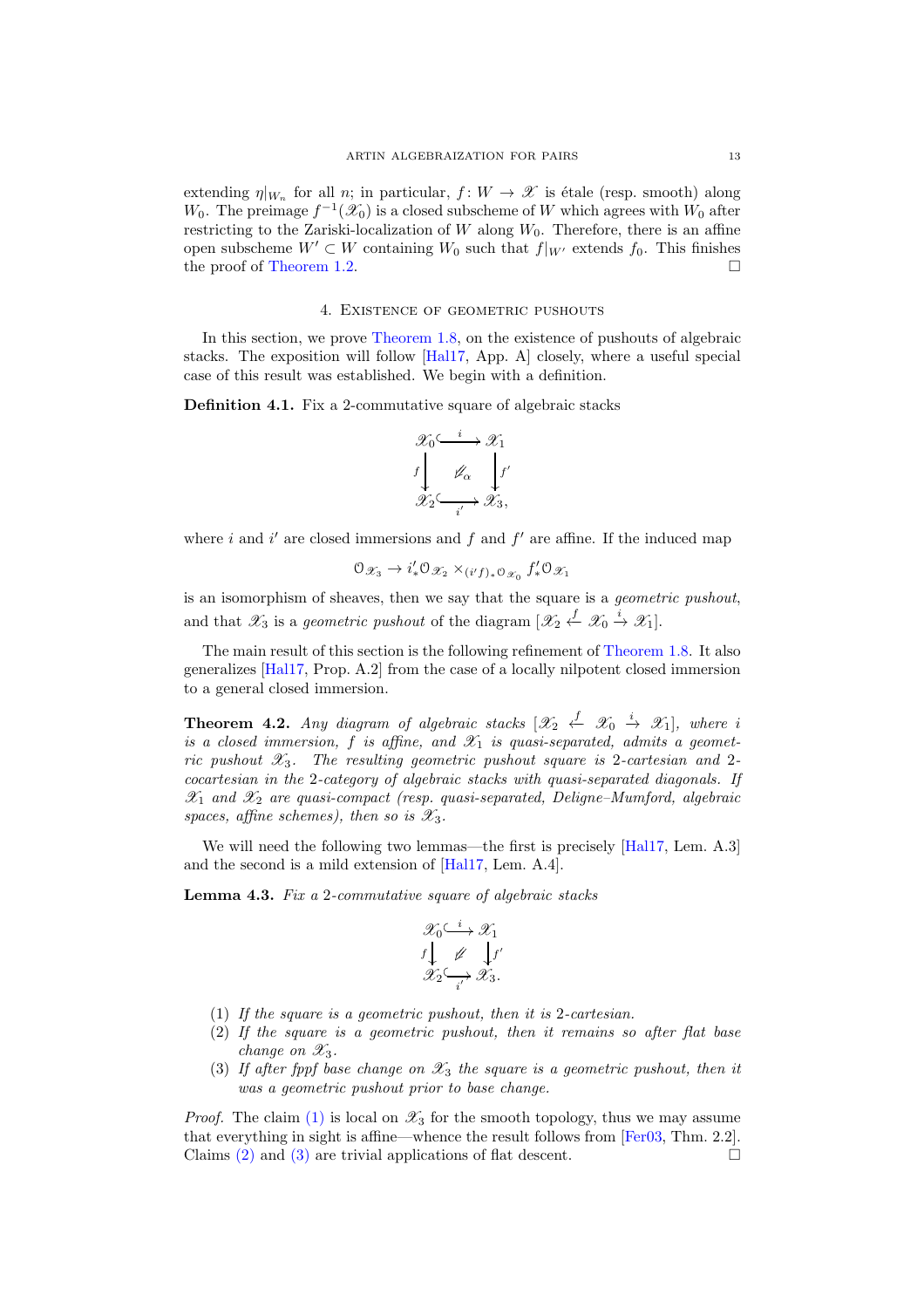extending $\eta|_{W_n}$ for all $n$; in particular, $f\colon W \to \mathscr{X}$ is étale (resp. smooth) along $W_0$. The preimage $f^{-1}(\mathscr{X}_0)$ is a closed subscheme of $W$ which agrees with $W_0$ after restricting to the Zariski-localization of $W$ along $W_0$. Therefore, there is an affine open subscheme $W' \subset W$ containing $W_0$ such that $f|_{W'}$ extends $f_0$. This finishes the proof of Theorem 1.2. $\square$

## 4. Existence of geometric pushouts

In this section, we prove Theorem 1.8, on the existence of pushouts of algebraic stacks. The exposition will follow [Hal17, App. A] closely, where a useful special case of this result was established. We begin with a definition.

**Definition 4.1.** Fix a 2-commutative square of algebraic stacks

$$\begin{array}{ccc} \mathscr{X}_0 & \overset{i}{\hookrightarrow} & \mathscr{X}_1 \\ {\scriptstyle f}\downarrow & \not\swarrow_{\alpha} & \downarrow{\scriptstyle f'} \\ \mathscr{X}_2 & \underset{i'}{\hookrightarrow} & \mathscr{X}_3, \end{array}$$

where $i$ and $i'$ are closed immersions and $f$ and $f'$ are affine. If the induced map

$$\mathcal{O}_{\mathscr{X}_3} \to i'_*\mathcal{O}_{\mathscr{X}_2} \times_{(i'f)_*\mathcal{O}_{\mathscr{X}_0}} f'_*\mathcal{O}_{\mathscr{X}_1}$$

is an isomorphism of sheaves, then we say that the square is a *geometric pushout*, and that $\mathscr{X}_3$ is a *geometric pushout* of the diagram $[\mathscr{X}_2 \xleftarrow{f} \mathscr{X}_0 \xrightarrow{i} \mathscr{X}_1]$.

The main result of this section is the following refinement of Theorem 1.8. It also generalizes [Hal17, Prop. A.2] from the case of a locally nilpotent closed immersion to a general closed immersion.

**Theorem 4.2.** *Any diagram of algebraic stacks $[\mathscr{X}_2 \xleftarrow{f} \mathscr{X}_0 \xrightarrow{i} \mathscr{X}_1]$, where $i$ is a closed immersion, $f$ is affine, and $\mathscr{X}_1$ is quasi-separated, admits a geometric pushout $\mathscr{X}_3$. The resulting geometric pushout square is 2-cartesian and 2-cocartesian in the 2-category of algebraic stacks with quasi-separated diagonals. If $\mathscr{X}_1$ and $\mathscr{X}_2$ are quasi-compact (resp. quasi-separated, Deligne–Mumford, algebraic spaces, affine schemes), then so is $\mathscr{X}_3$.*

We will need the following two lemmas—the first is precisely [Hal17, Lem. A.3] and the second is a mild extension of [Hal17, Lem. A.4].

**Lemma 4.3.** *Fix a 2-commutative square of algebraic stacks*

$$\begin{array}{ccc} \mathscr{X}_0 & \overset{i}{\hookrightarrow} & \mathscr{X}_1 \\ {\scriptstyle f}\downarrow & \not\swarrow & \downarrow{\scriptstyle f'} \\ \mathscr{X}_2 & \underset{i'}{\hookrightarrow} & \mathscr{X}_3. \end{array}$$

1. *If the square is a geometric pushout, then it is 2-cartesian.*
2. *If the square is a geometric pushout, then it remains so after flat base change on $\mathscr{X}_3$.*
3. *If after fppf base change on $\mathscr{X}_3$ the square is a geometric pushout, then it was a geometric pushout prior to base change.*

*Proof.* The claim (1) is local on $\mathscr{X}_3$ for the smooth topology, thus we may assume that everything in sight is affine—whence the result follows from [Fer03, Thm. 2.2]. Claims (2) and (3) are trivial applications of flat descent. $\square$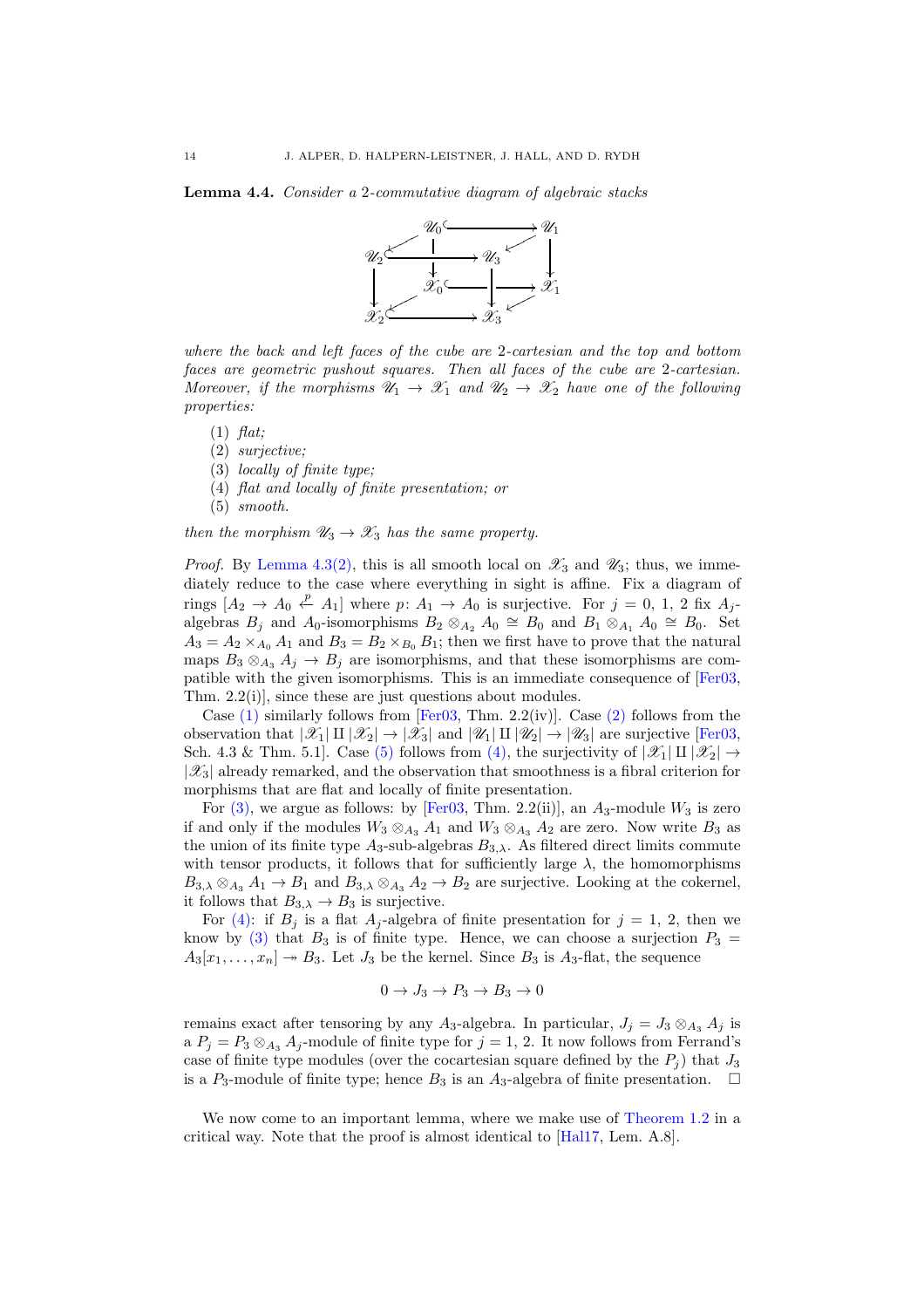**Lemma 4.4.** *Consider a 2-commutative diagram of algebraic stacks*

$$\begin{array}{ccccccc}
 & & \mathscr{U}_0 & \hookrightarrow & & & \mathscr{U}_1 \\
 & \swarrow & & & & \swarrow & \\
\mathscr{U}_2 & \hookrightarrow & & & \mathscr{U}_3 & & \downarrow \\
 & & \downarrow & & & & \\
\downarrow & & \mathscr{X}_0 & \hookrightarrow & \downarrow & & \mathscr{X}_1 \\
 & \swarrow & & & & \swarrow & \\
\mathscr{X}_2 & \hookrightarrow & & & \mathscr{X}_3 & &
\end{array}$$

*where the back and left faces of the cube are 2-cartesian and the top and bottom faces are geometric pushout squares. Then all faces of the cube are 2-cartesian. Moreover, if the morphisms $\mathscr{U}_1 \to \mathscr{X}_1$ and $\mathscr{U}_2 \to \mathscr{X}_2$ have one of the following properties:*

1. *flat;*
2. *surjective;*
3. *locally of finite type;*
4. *flat and locally of finite presentation; or*
5. *smooth.*

*then the morphism $\mathscr{U}_3 \to \mathscr{X}_3$ has the same property.*

*Proof.* By Lemma 4.3(2), this is all smooth local on $\mathscr{X}_3$ and $\mathscr{U}_3$; thus, we immediately reduce to the case where everything in sight is affine. Fix a diagram of rings $[A_2 \to A_0 \overset{p}{\leftarrow} A_1]$ where $p\colon A_1 \to A_0$ is surjective. For $j = 0,\, 1,\, 2$ fix $A_j$-algebras $B_j$ and $A_0$-isomorphisms $B_2 \otimes_{A_2} A_0 \cong B_0$ and $B_1 \otimes_{A_1} A_0 \cong B_0$. Set $A_3 = A_2 \times_{A_0} A_1$ and $B_3 = B_2 \times_{B_0} B_1$; then we first have to prove that the natural maps $B_3 \otimes_{A_3} A_j \to B_j$ are isomorphisms, and that these isomorphisms are compatible with the given isomorphisms. This is an immediate consequence of [Fer03, Thm. 2.2(i)], since these are just questions about modules.

Case (1) similarly follows from [Fer03, Thm. 2.2(iv)]. Case (2) follows from the observation that $|\mathscr{X}_1| \amalg |\mathscr{X}_2| \to |\mathscr{X}_3|$ and $|\mathscr{U}_1| \amalg |\mathscr{U}_2| \to |\mathscr{U}_3|$ are surjective [Fer03, Sch. 4.3 & Thm. 5.1]. Case (5) follows from (4), the surjectivity of $|\mathscr{X}_1| \amalg |\mathscr{X}_2| \to |\mathscr{X}_3|$ already remarked, and the observation that smoothness is a fibral criterion for morphisms that are flat and locally of finite presentation.

For (3), we argue as follows: by [Fer03, Thm. 2.2(ii)], an $A_3$-module $W_3$ is zero if and only if the modules $W_3 \otimes_{A_3} A_1$ and $W_3 \otimes_{A_3} A_2$ are zero. Now write $B_3$ as the union of its finite type $A_3$-sub-algebras $B_{3,\lambda}$. As filtered direct limits commute with tensor products, it follows that for sufficiently large $\lambda$, the homomorphisms $B_{3,\lambda} \otimes_{A_3} A_1 \to B_1$ and $B_{3,\lambda} \otimes_{A_3} A_2 \to B_2$ are surjective. Looking at the cokernel, it follows that $B_{3,\lambda} \to B_3$ is surjective.

For (4): if $B_j$ is a flat $A_j$-algebra of finite presentation for $j = 1,\, 2$, then we know by (3) that $B_3$ is of finite type. Hence, we can choose a surjection $P_3 = A_3[x_1, \dots, x_n] \twoheadrightarrow B_3$. Let $J_3$ be the kernel. Since $B_3$ is $A_3$-flat, the sequence

$$0 \to J_3 \to P_3 \to B_3 \to 0$$

remains exact after tensoring by any $A_3$-algebra. In particular, $J_j = J_3 \otimes_{A_3} A_j$ is a $P_j = P_3 \otimes_{A_3} A_j$-module of finite type for $j = 1,\, 2$. It now follows from Ferrand's case of finite type modules (over the cocartesian square defined by the $P_j$) that $J_3$ is a $P_3$-module of finite type; hence $B_3$ is an $A_3$-algebra of finite presentation. $\square$

We now come to an important lemma, where we make use of Theorem 1.2 in a critical way. Note that the proof is almost identical to [Hal17, Lem. A.8].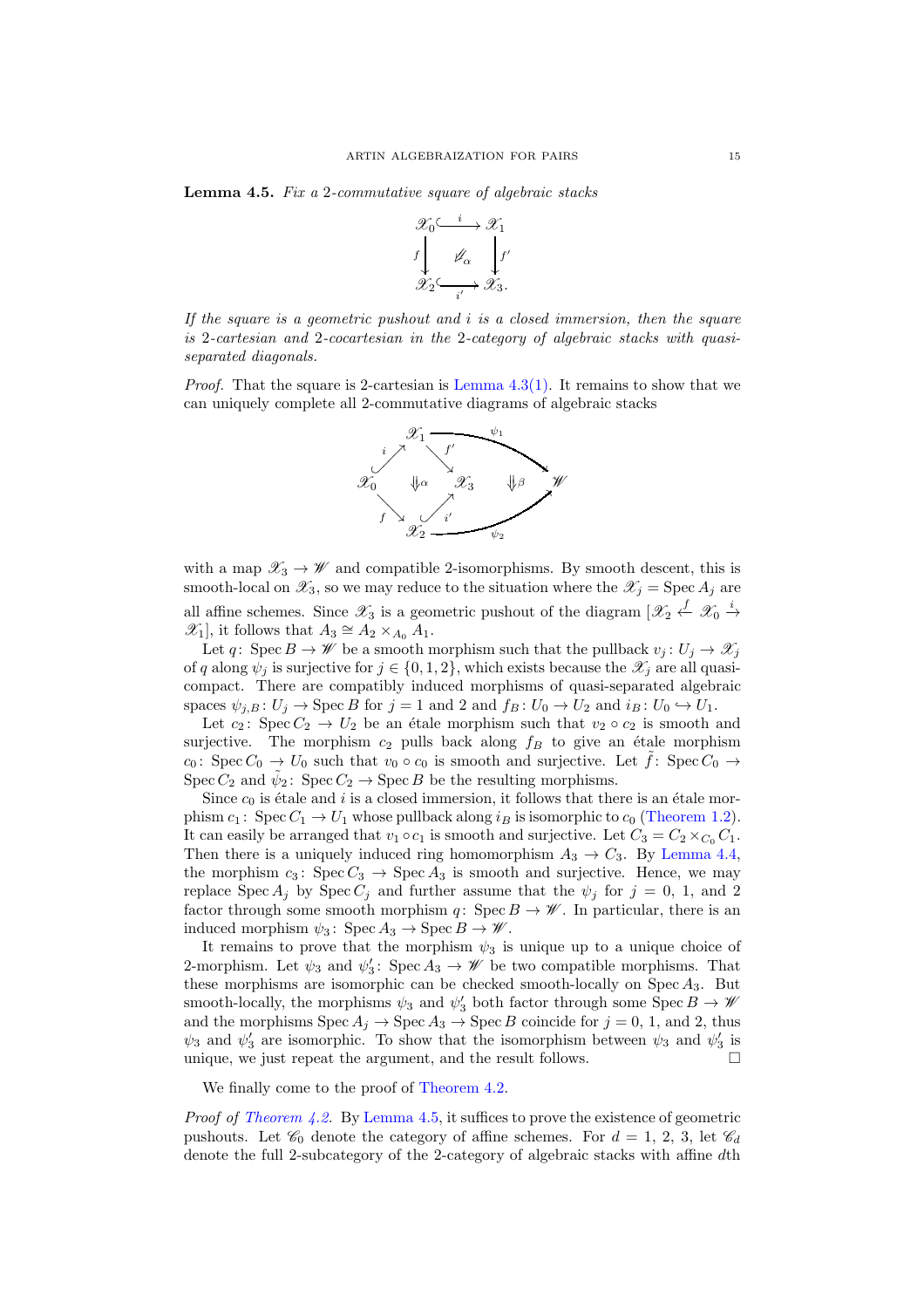**Lemma 4.5.** *Fix a 2-commutative square of algebraic stacks*

$$\begin{array}{ccc} \mathscr{X}_0 & \xhookrightarrow{i} & \mathscr{X}_1 \\ {\scriptstyle f}\downarrow & \not\Downarrow_\alpha & \downarrow{\scriptstyle f'} \\ \mathscr{X}_2 & \xhookrightarrow[i']{} & \mathscr{X}_3. \end{array}$$

*If the square is a geometric pushout and $i$ is a closed immersion, then the square is 2-cartesian and 2-cocartesian in the 2-category of algebraic stacks with quasi-separated diagonals.*

*Proof.* That the square is 2-cartesian is Lemma 4.3(1). It remains to show that we can uniquely complete all 2-commutative diagrams of algebraic stacks

$$\begin{array}{ccccc} & & \mathscr{X}_1 & \xrightarrow{\psi_1} & \\ & {\scriptstyle i}\nearrow & & {\scriptstyle f'}\searrow & \\ \mathscr{X}_0 & & \Downarrow\alpha & & \mathscr{X}_3 \quad \Downarrow\beta \quad \mathscr{W} \\ & {\scriptstyle f}\searrow & & {\scriptstyle i'}\nearrow & \\ & & \mathscr{X}_2 & \xrightarrow[\psi_2]{} & \end{array}$$

with a map $\mathscr{X}_3 \to \mathscr{W}$ and compatible 2-isomorphisms. By smooth descent, this is smooth-local on $\mathscr{X}_3$, so we may reduce to the situation where the $\mathscr{X}_j = \operatorname{Spec} A_j$ are all affine schemes. Since $\mathscr{X}_3$ is a geometric pushout of the diagram $[\mathscr{X}_2 \xleftarrow{f} \mathscr{X}_0 \xrightarrow{i} \mathscr{X}_1]$, it follows that $A_3 \cong A_2 \times_{A_0} A_1$.

Let $q\colon \operatorname{Spec} B \to \mathscr{W}$ be a smooth morphism such that the pullback $v_j\colon U_j \to \mathscr{X}_j$ of $q$ along $\psi_j$ is surjective for $j \in \{0, 1, 2\}$, which exists because the $\mathscr{X}_j$ are all quasi-compact. There are compatibly induced morphisms of quasi-separated algebraic spaces $\psi_{j,B}\colon U_j \to \operatorname{Spec} B$ for $j = 1$ and $2$ and $f_B\colon U_0 \to U_2$ and $i_B\colon U_0 \hookrightarrow U_1$.

Let $c_2\colon \operatorname{Spec} C_2 \to U_2$ be an étale morphism such that $v_2 \circ c_2$ is smooth and surjective. The morphism $c_2$ pulls back along $f_B$ to give an étale morphism $c_0\colon \operatorname{Spec} C_0 \to U_0$ such that $v_0 \circ c_0$ is smooth and surjective. Let $\tilde{f}\colon \operatorname{Spec} C_0 \to \operatorname{Spec} C_2$ and $\tilde{\psi}_2\colon \operatorname{Spec} C_2 \to \operatorname{Spec} B$ be the resulting morphisms.

Since $c_0$ is étale and $i$ is a closed immersion, it follows that there is an étale morphism $c_1\colon \operatorname{Spec} C_1 \to U_1$ whose pullback along $i_B$ is isomorphic to $c_0$ (Theorem 1.2). It can easily be arranged that $v_1 \circ c_1$ is smooth and surjective. Let $C_3 = C_2 \times_{C_0} C_1$. Then there is a uniquely induced ring homomorphism $A_3 \to C_3$. By Lemma 4.4, the morphism $c_3\colon \operatorname{Spec} C_3 \to \operatorname{Spec} A_3$ is smooth and surjective. Hence, we may replace $\operatorname{Spec} A_j$ by $\operatorname{Spec} C_j$ and further assume that the $\psi_j$ for $j = 0$, $1$, and $2$ factor through some smooth morphism $q\colon \operatorname{Spec} B \to \mathscr{W}$. In particular, there is an induced morphism $\psi_3\colon \operatorname{Spec} A_3 \to \operatorname{Spec} B \to \mathscr{W}$.

It remains to prove that the morphism $\psi_3$ is unique up to a unique choice of 2-morphism. Let $\psi_3$ and $\psi_3'\colon \operatorname{Spec} A_3 \to \mathscr{W}$ be two compatible morphisms. That these morphisms are isomorphic can be checked smooth-locally on $\operatorname{Spec} A_3$. But smooth-locally, the morphisms $\psi_3$ and $\psi_3'$ both factor through some $\operatorname{Spec} B \to \mathscr{W}$ and the morphisms $\operatorname{Spec} A_j \to \operatorname{Spec} A_3 \to \operatorname{Spec} B$ coincide for $j = 0$, $1$, and $2$, thus $\psi_3$ and $\psi_3'$ are isomorphic. To show that the isomorphism between $\psi_3$ and $\psi_3'$ is unique, we just repeat the argument, and the result follows. $\square$

We finally come to the proof of Theorem 4.2.

*Proof of Theorem 4.2.* By Lemma 4.5, it suffices to prove the existence of geometric pushouts. Let $\mathscr{C}_0$ denote the category of affine schemes. For $d = 1$, $2$, $3$, let $\mathscr{C}_d$ denote the full 2-subcategory of the 2-category of algebraic stacks with affine $d$th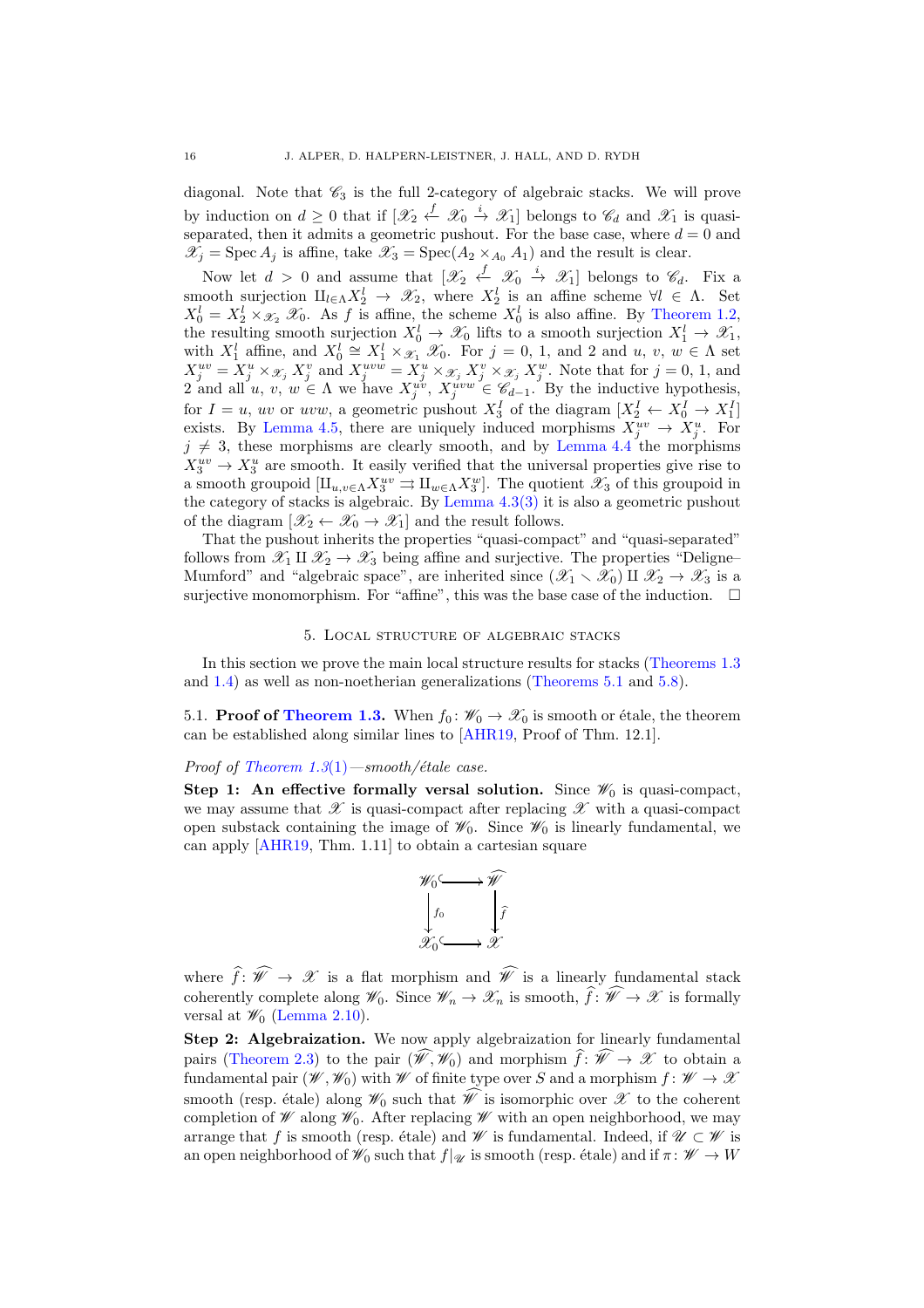diagonal. Note that $\mathscr{C}_3$ is the full 2-category of algebraic stacks. We will prove by induction on $d \geq 0$ that if $[\mathscr{X}_2 \xleftarrow{f} \mathscr{X}_0 \xrightarrow{i} \mathscr{X}_1]$ belongs to $\mathscr{C}_d$ and $\mathscr{X}_1$ is quasi-separated, then it admits a geometric pushout. For the base case, where $d = 0$ and $\mathscr{X}_j = \operatorname{Spec} A_j$ is affine, take $\mathscr{X}_3 = \operatorname{Spec}(A_2 \times_{A_0} A_1)$ and the result is clear.

Now let $d > 0$ and assume that $[\mathscr{X}_2 \xleftarrow{f} \mathscr{X}_0 \xrightarrow{i} \mathscr{X}_1]$ belongs to $\mathscr{C}_d$. Fix a smooth surjection $\amalg_{l \in \Lambda} X_2^l \to \mathscr{X}_2$, where $X_2^l$ is an affine scheme $\forall l \in \Lambda$. Set $X_0^l = X_2^l \times_{\mathscr{X}_2} \mathscr{X}_0$. As $f$ is affine, the scheme $X_0^l$ is also affine. By Theorem 1.2, the resulting smooth surjection $X_0^l \to \mathscr{X}_0$ lifts to a smooth surjection $X_1^l \to \mathscr{X}_1$, with $X_1^l$ affine, and $X_0^l \cong X_1^l \times_{\mathscr{X}_1} \mathscr{X}_0$. For $j = 0$, 1, and 2 and $u$, $v$, $w \in \Lambda$ set $X_j^{uv} = X_j^u \times_{\mathscr{X}_j} X_j^v$ and $X_j^{uvw} = X_j^u \times_{\mathscr{X}_j} X_j^v \times_{\mathscr{X}_j} X_j^w$. Note that for $j = 0$, 1, and 2 and all $u$, $v$, $w \in \Lambda$ we have $X_j^{uv}, X_j^{uvw} \in \mathscr{C}_{d-1}$. By the inductive hypothesis, for $I = u$, $uv$ or $uvw$, a geometric pushout $X_3^I$ of the diagram $[X_2^I \leftarrow X_0^I \to X_1^I]$ exists. By Lemma 4.5, there are uniquely induced morphisms $X_j^{uv} \to X_j^u$. For $j \neq 3$, these morphisms are clearly smooth, and by Lemma 4.4 the morphisms $X_3^{uv} \to X_3^u$ are smooth. It easily verified that the universal properties give rise to a smooth groupoid $[\amalg_{u,v \in \Lambda} X_3^{uv} \rightrightarrows \amalg_{w \in \Lambda} X_3^w]$. The quotient $\mathscr{X}_3$ of this groupoid in the category of stacks is algebraic. By Lemma 4.3(3) it is also a geometric pushout of the diagram $[\mathscr{X}_2 \leftarrow \mathscr{X}_0 \to \mathscr{X}_1]$ and the result follows.

That the pushout inherits the properties "quasi-compact" and "quasi-separated" follows from $\mathscr{X}_1 \amalg \mathscr{X}_2 \to \mathscr{X}_3$ being affine and surjective. The properties "Deligne–Mumford" and "algebraic space", are inherited since $(\mathscr{X}_1 \smallsetminus \mathscr{X}_0) \amalg \mathscr{X}_2 \to \mathscr{X}_3$ is a surjective monomorphism. For "affine", this was the base case of the induction. $\square$

## 5. Local structure of algebraic stacks

In this section we prove the main local structure results for stacks (Theorems 1.3 and 1.4) as well as non-noetherian generalizations (Theorems 5.1 and 5.8).

**5.1. Proof of Theorem 1.3.** When $f_0 \colon \mathscr{W}_0 \to \mathscr{X}_0$ is smooth or étale, the theorem can be established along similar lines to [AHR19, Proof of Thm. 12.1].

*Proof of Theorem 1.3(1)—smooth/étale case.*

**Step 1: An effective formally versal solution.** Since $\mathscr{W}_0$ is quasi-compact, we may assume that $\mathscr{X}$ is quasi-compact after replacing $\mathscr{X}$ with a quasi-compact open substack containing the image of $\mathscr{W}_0$. Since $\mathscr{W}_0$ is linearly fundamental, we can apply [AHR19, Thm. 1.11] to obtain a cartesian square

$$
\begin{array}{ccc}
\mathscr{W}_0 & \hookrightarrow & \widehat{\mathscr{W}} \\
\downarrow{\scriptstyle f_0} & & \downarrow{\scriptstyle \widehat{f}} \\
\mathscr{X}_0 & \hookrightarrow & \mathscr{X}
\end{array}
$$

where $\widehat{f} \colon \widehat{\mathscr{W}} \to \mathscr{X}$ is a flat morphism and $\widehat{\mathscr{W}}$ is a linearly fundamental stack coherently complete along $\mathscr{W}_0$. Since $\mathscr{W}_n \to \mathscr{X}_n$ is smooth, $\widehat{f} \colon \widehat{\mathscr{W}} \to \mathscr{X}$ is formally versal at $\mathscr{W}_0$ (Lemma 2.10).

**Step 2: Algebraization.** We now apply algebraization for linearly fundamental pairs (Theorem 2.3) to the pair $(\widehat{\mathscr{W}}, \mathscr{W}_0)$ and morphism $\widehat{f} \colon \widehat{\mathscr{W}} \to \mathscr{X}$ to obtain a fundamental pair $(\mathscr{W}, \mathscr{W}_0)$ with $\mathscr{W}$ of finite type over $S$ and a morphism $f \colon \mathscr{W} \to \mathscr{X}$ smooth (resp. étale) along $\mathscr{W}_0$ such that $\widehat{\mathscr{W}}$ is isomorphic over $\mathscr{X}$ to the coherent completion of $\mathscr{W}$ along $\mathscr{W}_0$. After replacing $\mathscr{W}$ with an open neighborhood, we may arrange that $f$ is smooth (resp. étale) and $\mathscr{W}$ is fundamental. Indeed, if $\mathscr{U} \subset \mathscr{W}$ is an open neighborhood of $\mathscr{W}_0$ such that $f|_{\mathscr{U}}$ is smooth (resp. étale) and if $\pi \colon \mathscr{W} \to W$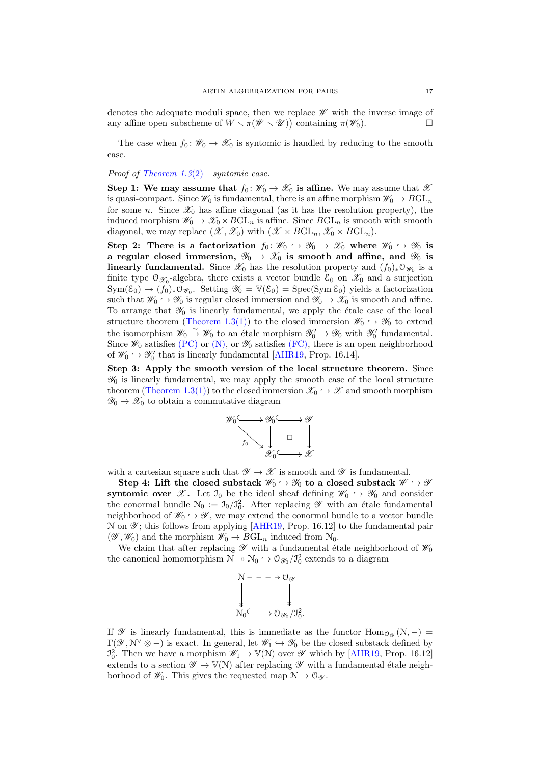denotes the adequate moduli space, then we replace $\mathscr{W}$ with the inverse image of any affine open subscheme of $W \smallsetminus \pi(\mathscr{W} \smallsetminus \mathscr{U})$ containing $\pi(\mathscr{W}_0)$. $\square$

The case when $f_0 \colon \mathscr{W}_0 \to \mathscr{X}_0$ is syntomic is handled by reducing to the smooth case.

*Proof of Theorem 1.3(2)—syntomic case.*

**Step 1: We may assume that $f_0 \colon \mathscr{W}_0 \to \mathscr{X}_0$ is affine.** We may assume that $\mathscr{X}$ is quasi-compact. Since $\mathscr{W}_0$ is fundamental, there is an affine morphism $\mathscr{W}_0 \to B\mathrm{GL}_n$ for some $n$. Since $\mathscr{X}_0$ has affine diagonal (as it has the resolution property), the induced morphism $\mathscr{W}_0 \to \mathscr{X}_0 \times B\mathrm{GL}_n$ is affine. Since $B\mathrm{GL}_n$ is smooth with smooth diagonal, we may replace $(\mathscr{X}, \mathscr{X}_0)$ with $(\mathscr{X} \times B\mathrm{GL}_n, \mathscr{X}_0 \times B\mathrm{GL}_n)$.

**Step 2: There is a factorization $f_0 \colon \mathscr{W}_0 \hookrightarrow \mathscr{Y}_0 \to \mathscr{X}_0$ where $\mathscr{W}_0 \hookrightarrow \mathscr{Y}_0$ is a regular closed immersion, $\mathscr{Y}_0 \to \mathscr{X}_0$ is smooth and affine, and $\mathscr{Y}_0$ is linearly fundamental.** Since $\mathscr{X}_0$ has the resolution property and $(f_0)_* \mathcal{O}_{\mathscr{W}_0}$ is a finite type $\mathcal{O}_{\mathscr{X}_0}$-algebra, there exists a vector bundle $\mathcal{E}_0$ on $\mathscr{X}_0$ and a surjection $\mathrm{Sym}(\mathcal{E}_0) \twoheadrightarrow (f_0)_* \mathcal{O}_{\mathscr{W}_0}$. Setting $\mathscr{Y}_0 = \mathbb{V}(\mathcal{E}_0) = \mathrm{Spec}(\mathrm{Sym}\, \mathcal{E}_0)$ yields a factorization such that $\mathscr{W}_0 \hookrightarrow \mathscr{Y}_0$ is regular closed immersion and $\mathscr{Y}_0 \to \mathscr{X}_0$ is smooth and affine. To arrange that $\mathscr{Y}_0$ is linearly fundamental, we apply the étale case of the local structure theorem (Theorem 1.3(1)) to the closed immersion $\mathscr{W}_0 \hookrightarrow \mathscr{Y}_0$ to extend the isomorphism $\mathscr{W}_0 \xrightarrow{\sim} \mathscr{W}_0$ to an étale morphism $\mathscr{Y}_0' \to \mathscr{Y}_0$ with $\mathscr{Y}_0'$ fundamental. Since $\mathscr{W}_0$ satisfies (PC) or (N), or $\mathscr{Y}_0$ satisfies (FC), there is an open neighborhood of $\mathscr{W}_0 \hookrightarrow \mathscr{Y}_0'$ that is linearly fundamental [AHR19, Prop. 16.14].

**Step 3: Apply the smooth version of the local structure theorem.** Since $\mathscr{Y}_0$ is linearly fundamental, we may apply the smooth case of the local structure theorem (Theorem 1.3(1)) to the closed immersion $\mathscr{X}_0 \hookrightarrow \mathscr{X}$ and smooth morphism $\mathscr{Y}_0 \to \mathscr{X}_0$ to obtain a commutative diagram

$$\begin{array}{ccccc}
\mathscr{W}_0 & \hookrightarrow & \mathscr{Y}_0 & \hookrightarrow & \mathscr{Y} \\
& \searrow^{f_0} & \downarrow & \square & \downarrow \\
& & \mathscr{X}_0 & \hookrightarrow & \mathscr{X}
\end{array}$$

with a cartesian square such that $\mathscr{Y} \to \mathscr{X}$ is smooth and $\mathscr{Y}$ is fundamental.

**Step 4: Lift the closed substack $\mathscr{W}_0 \hookrightarrow \mathscr{Y}_0$ to a closed substack $\mathscr{W} \hookrightarrow \mathscr{Y}$ syntomic over $\mathscr{X}$.** Let $\mathcal{I}_0$ be the ideal sheaf defining $\mathscr{W}_0 \hookrightarrow \mathscr{Y}_0$ and consider the conormal bundle $\mathcal{N}_0 := \mathcal{I}_0/\mathcal{I}_0^2$. After replacing $\mathscr{Y}$ with étale fundamental neighborhood of $\mathscr{W}_0 \hookrightarrow \mathscr{Y}$, we may extend the conormal bundle to a vector bundle $\mathcal{N}$ on $\mathscr{Y}$; this follows from applying [AHR19, Prop. 16.12] to the fundamental pair $(\mathscr{Y}, \mathscr{W}_0)$ and the morphism $\mathscr{W}_0 \to B\mathrm{GL}_n$ induced from $\mathcal{N}_0$.

We claim that after replacing $\mathscr{Y}$ with a fundamental étale neighborhood of $\mathscr{W}_0$ the canonical homomorphism $\mathcal{N} \twoheadrightarrow \mathcal{N}_0 \hookrightarrow \mathcal{O}_{\mathscr{Y}_0}/\mathcal{I}_0^2$ extends to a diagram

$$\begin{array}{ccc}
\mathcal{N} & \dashrightarrow & \mathcal{O}_{\mathscr{Y}} \\
\downarrow & & \downarrow \\
\mathcal{N}_0 & \hookrightarrow & \mathcal{O}_{\mathscr{Y}_0}/\mathcal{I}_0^2.
\end{array}$$

If $\mathscr{Y}$ is linearly fundamental, this is immediate as the functor $\mathrm{Hom}_{\mathcal{O}_{\mathscr{Y}}}(\mathcal{N}, -) = \Gamma(\mathscr{Y}, \mathcal{N}^\vee \otimes -)$ is exact. In general, let $\mathscr{W}_1 \hookrightarrow \mathscr{Y}_0$ be the closed substack defined by $\mathcal{I}_0^2$. Then we have a morphism $\mathscr{W}_1 \to \mathbb{V}(\mathcal{N})$ over $\mathscr{Y}$ which by [AHR19, Prop. 16.12] extends to a section $\mathscr{Y} \to \mathbb{V}(\mathcal{N})$ after replacing $\mathscr{Y}$ with a fundamental étale neighborhood of $\mathscr{W}_0$. This gives the requested map $\mathcal{N} \to \mathcal{O}_{\mathscr{Y}}$.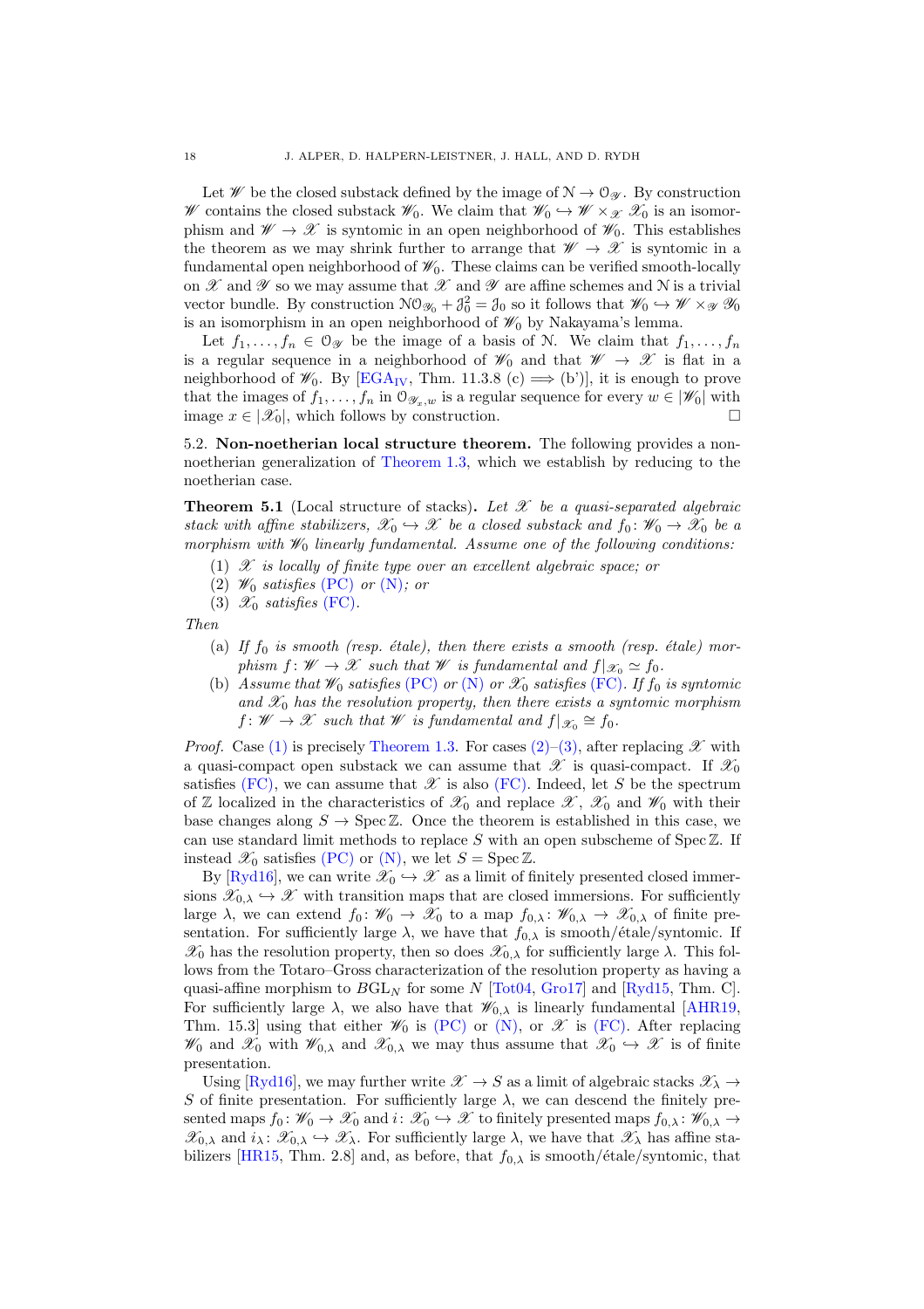Let $\mathscr{W}$ be the closed substack defined by the image of $\mathcal{N} \to \mathcal{O}_{\mathscr{Y}}$. By construction $\mathscr{W}$ contains the closed substack $\mathscr{W}_0$. We claim that $\mathscr{W}_0 \hookrightarrow \mathscr{W} \times_{\mathscr{X}} \mathscr{X}_0$ is an isomorphism and $\mathscr{W} \to \mathscr{X}$ is syntomic in an open neighborhood of $\mathscr{W}_0$. This establishes the theorem as we may shrink further to arrange that $\mathscr{W} \to \mathscr{X}$ is syntomic in a fundamental open neighborhood of $\mathscr{W}_0$. These claims can be verified smooth-locally on $\mathscr{X}$ and $\mathscr{Y}$ so we may assume that $\mathscr{X}$ and $\mathscr{Y}$ are affine schemes and $\mathcal{N}$ is a trivial vector bundle. By construction $\mathcal{N}\mathcal{O}_{\mathscr{Y}_0} + \mathcal{J}_0^2 = \mathcal{J}_0$ so it follows that $\mathscr{W}_0 \hookrightarrow \mathscr{W} \times_{\mathscr{Y}} \mathscr{Y}_0$ is an isomorphism in an open neighborhood of $\mathscr{W}_0$ by Nakayama's lemma.

Let $f_1, \dots, f_n \in \mathcal{O}_{\mathscr{Y}}$ be the image of a basis of $\mathcal{N}$. We claim that $f_1, \dots, f_n$ is a regular sequence in a neighborhood of $\mathscr{W}_0$ and that $\mathscr{W} \to \mathscr{X}$ is flat in a neighborhood of $\mathscr{W}_0$. By [EGA$_{\text{IV}}$, Thm. 11.3.8 (c) $\implies$ (b')], it is enough to prove that the images of $f_1, \dots, f_n$ in $\mathcal{O}_{\mathscr{Y}_x, w}$ is a regular sequence for every $w \in |\mathscr{W}_0|$ with image $x \in |\mathscr{X}_0|$, which follows by construction. $\square$

### 5.2. Non-noetherian local structure theorem.

The following provides a non-noetherian generalization of Theorem 1.3, which we establish by reducing to the noetherian case.

**Theorem 5.1** (Local structure of stacks). *Let $\mathscr{X}$ be a quasi-separated algebraic stack with affine stabilizers, $\mathscr{X}_0 \hookrightarrow \mathscr{X}$ be a closed substack and $f_0 \colon \mathscr{W}_0 \to \mathscr{X}_0$ be a morphism with $\mathscr{W}_0$ linearly fundamental. Assume one of the following conditions:*

1. *$\mathscr{X}$ is locally of finite type over an excellent algebraic space; or*
2. *$\mathscr{W}_0$ satisfies (PC) or (N); or*
3. *$\mathscr{X}_0$ satisfies (FC).*

*Then*

- (a) *If $f_0$ is smooth (resp. étale), then there exists a smooth (resp. étale) morphism $f \colon \mathscr{W} \to \mathscr{X}$ such that $\mathscr{W}$ is fundamental and $f|_{\mathscr{X}_0} \simeq f_0$.*
- (b) *Assume that $\mathscr{W}_0$ satisfies (PC) or (N) or $\mathscr{X}_0$ satisfies (FC). If $f_0$ is syntomic and $\mathscr{X}_0$ has the resolution property, then there exists a syntomic morphism $f \colon \mathscr{W} \to \mathscr{X}$ such that $\mathscr{W}$ is fundamental and $f|_{\mathscr{X}_0} \cong f_0$.*

*Proof.* Case (1) is precisely Theorem 1.3. For cases (2)–(3), after replacing $\mathscr{X}$ with a quasi-compact open substack we can assume that $\mathscr{X}$ is quasi-compact. If $\mathscr{X}_0$ satisfies (FC), we can assume that $\mathscr{X}$ is also (FC). Indeed, let $S$ be the spectrum of $\mathbb{Z}$ localized in the characteristics of $\mathscr{X}_0$ and replace $\mathscr{X}$, $\mathscr{X}_0$ and $\mathscr{W}_0$ with their base changes along $S \to \operatorname{Spec} \mathbb{Z}$. Once the theorem is established in this case, we can use standard limit methods to replace $S$ with an open subscheme of $\operatorname{Spec} \mathbb{Z}$. If instead $\mathscr{X}_0$ satisfies (PC) or (N), we let $S = \operatorname{Spec} \mathbb{Z}$.

By [Ryd16], we can write $\mathscr{X}_0 \hookrightarrow \mathscr{X}$ as a limit of finitely presented closed immersions $\mathscr{X}_{0,\lambda} \hookrightarrow \mathscr{X}$ with transition maps that are closed immersions. For sufficiently large $\lambda$, we can extend $f_0 \colon \mathscr{W}_0 \to \mathscr{X}_0$ to a map $f_{0,\lambda} \colon \mathscr{W}_{0,\lambda} \to \mathscr{X}_{0,\lambda}$ of finite presentation. For sufficiently large $\lambda$, we have that $f_{0,\lambda}$ is smooth/étale/syntomic. If $\mathscr{X}_0$ has the resolution property, then so does $\mathscr{X}_{0,\lambda}$ for sufficiently large $\lambda$. This follows from the Totaro–Gross characterization of the resolution property as having a quasi-affine morphism to $B\mathrm{GL}_N$ for some $N$ [Tot04, Gro17] and [Ryd15, Thm. C]. For sufficiently large $\lambda$, we also have that $\mathscr{W}_{0,\lambda}$ is linearly fundamental [AHR19, Thm. 15.3] using that either $\mathscr{W}_0$ is (PC) or (N), or $\mathscr{X}$ is (FC). After replacing $\mathscr{W}_0$ and $\mathscr{X}_0$ with $\mathscr{W}_{0,\lambda}$ and $\mathscr{X}_{0,\lambda}$ we may thus assume that $\mathscr{X}_0 \hookrightarrow \mathscr{X}$ is of finite presentation.

Using [Ryd16], we may further write $\mathscr{X} \to S$ as a limit of algebraic stacks $\mathscr{X}_\lambda \to S$ of finite presentation. For sufficiently large $\lambda$, we can descend the finitely presented maps $f_0 \colon \mathscr{W}_0 \to \mathscr{X}_0$ and $i \colon \mathscr{X}_0 \hookrightarrow \mathscr{X}$ to finitely presented maps $f_{0,\lambda} \colon \mathscr{W}_{0,\lambda} \to \mathscr{X}_{0,\lambda}$ and $i_\lambda \colon \mathscr{X}_{0,\lambda} \hookrightarrow \mathscr{X}_\lambda$. For sufficiently large $\lambda$, we have that $\mathscr{X}_\lambda$ has affine stabilizers [HR15, Thm. 2.8] and, as before, that $f_{0,\lambda}$ is smooth/étale/syntomic, that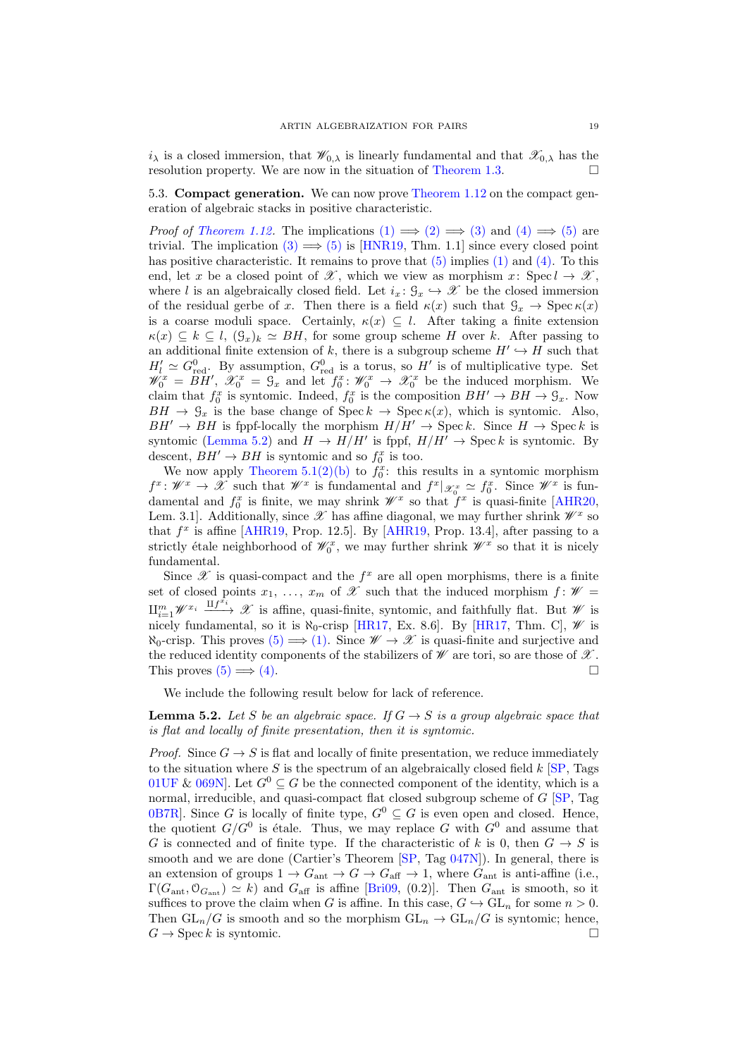$i_\lambda$ is a closed immersion, that $\mathscr{W}_{0,\lambda}$ is linearly fundamental and that $\mathscr{X}_{0,\lambda}$ has the resolution property. We are now in the situation of Theorem 1.3. □

**5.3. Compact generation.** We can now prove Theorem 1.12 on the compact generation of algebraic stacks in positive characteristic.

*Proof of Theorem 1.12.* The implications (1) $\implies$ (2) $\implies$ (3) and (4) $\implies$ (5) are trivial. The implication (3) $\implies$ (5) is [HNR19, Thm. 1.1] since every closed point has positive characteristic. It remains to prove that (5) implies (1) and (4). To this end, let $x$ be a closed point of $\mathscr{X}$, which we view as morphism $x\colon \operatorname{Spec} l \to \mathscr{X}$, where $l$ is an algebraically closed field. Let $i_x \colon \mathcal{G}_x \hookrightarrow \mathscr{X}$ be the closed immersion of the residual gerbe of $x$. Then there is a field $\kappa(x)$ such that $\mathcal{G}_x \to \operatorname{Spec} \kappa(x)$ is a coarse moduli space. Certainly, $\kappa(x) \subseteq l$. After taking a finite extension $\kappa(x) \subseteq k \subseteq l$, $(\mathcal{G}_x)_k \simeq BH$, for some group scheme $H$ over $k$. After passing to an additional finite extension of $k$, there is a subgroup scheme $H' \hookrightarrow H$ such that $H'_l \simeq G^0_{\mathrm{red}}$. By assumption, $G^0_{\mathrm{red}}$ is a torus, so $H'$ is of multiplicative type. Set $\mathscr{W}^x_0 = BH'$, $\mathscr{X}^x_0 = \mathcal{G}_x$ and let $f^x_0 \colon \mathscr{W}^x_0 \to \mathscr{X}^x_0$ be the induced morphism. We claim that $f^x_0$ is syntomic. Indeed, $f^x_0$ is the composition $BH' \to BH \to \mathcal{G}_x$. Now $BH \to \mathcal{G}_x$ is the base change of $\operatorname{Spec} k \to \operatorname{Spec} \kappa(x)$, which is syntomic. Also, $BH' \to BH$ is fppf-locally the morphism $H/H' \to \operatorname{Spec} k$. Since $H \to \operatorname{Spec} k$ is syntomic (Lemma 5.2) and $H \to H/H'$ is fppf, $H/H' \to \operatorname{Spec} k$ is syntomic. By descent, $BH' \to BH$ is syntomic and so $f^x_0$ is too.

We now apply Theorem 5.1(2)(b) to $f^x_0$: this results in a syntomic morphism $f^x \colon \mathscr{W}^x \to \mathscr{X}$ such that $\mathscr{W}^x$ is fundamental and $f^x|_{\mathscr{X}^x_0} \simeq f^x_0$. Since $\mathscr{W}^x$ is fundamental and $f^x_0$ is finite, we may shrink $\mathscr{W}^x$ so that $f^x$ is quasi-finite [AHR20, Lem. 3.1]. Additionally, since $\mathscr{X}$ has affine diagonal, we may further shrink $\mathscr{W}^x$ so that $f^x$ is affine [AHR19, Prop. 12.5]. By [AHR19, Prop. 13.4], after passing to a strictly étale neighborhood of $\mathscr{W}^x_0$, we may further shrink $\mathscr{W}^x$ so that it is nicely fundamental.

Since $\mathscr{X}$ is quasi-compact and the $f^x$ are all open morphisms, there is a finite set of closed points $x_1, \ldots, x_m$ of $\mathscr{X}$ such that the induced morphism $f \colon \mathscr{W} = \amalg_{i=1}^m \mathscr{W}^{x_i} \xrightarrow{\amalg f^{x_i}} \mathscr{X}$ is affine, quasi-finite, syntomic, and faithfully flat. But $\mathscr{W}$ is nicely fundamental, so it is $\aleph_0$-crisp [HR17, Ex. 8.6]. By [HR17, Thm. C], $\mathscr{W}$ is $\aleph_0$-crisp. This proves (5) $\implies$ (1). Since $\mathscr{W} \to \mathscr{X}$ is quasi-finite and surjective and the reduced identity components of the stabilizers of $\mathscr{W}$ are tori, so are those of $\mathscr{X}$. This proves (5) $\implies$ (4). □

We include the following result below for lack of reference.

**Lemma 5.2.** *Let $S$ be an algebraic space. If $G \to S$ is a group algebraic space that is flat and locally of finite presentation, then it is syntomic.*

*Proof.* Since $G \to S$ is flat and locally of finite presentation, we reduce immediately to the situation where $S$ is the spectrum of an algebraically closed field $k$ [SP, Tags 01UF & 069N]. Let $G^0 \subseteq G$ be the connected component of the identity, which is a normal, irreducible, and quasi-compact flat closed subgroup scheme of $G$ [SP, Tag 0B7R]. Since $G$ is locally of finite type, $G^0 \subseteq G$ is even open and closed. Hence, the quotient $G/G^0$ is étale. Thus, we may replace $G$ with $G^0$ and assume that $G$ is connected and of finite type. If the characteristic of $k$ is 0, then $G \to S$ is smooth and we are done (Cartier's Theorem [SP, Tag 047N]). In general, there is an extension of groups $1 \to G_{\mathrm{ant}} \to G \to G_{\mathrm{aff}} \to 1$, where $G_{\mathrm{ant}}$ is anti-affine (i.e., $\Gamma(G_{\mathrm{ant}}, \mathcal{O}_{G_{\mathrm{ant}}}) \simeq k$) and $G_{\mathrm{aff}}$ is affine [Bri09, (0.2)]. Then $G_{\mathrm{ant}}$ is smooth, so it suffices to prove the claim when $G$ is affine. In this case, $G \hookrightarrow \mathrm{GL}_n$ for some $n > 0$. Then $\mathrm{GL}_n/G$ is smooth and so the morphism $\mathrm{GL}_n \to \mathrm{GL}_n/G$ is syntomic; hence, $G \to \operatorname{Spec} k$ is syntomic. □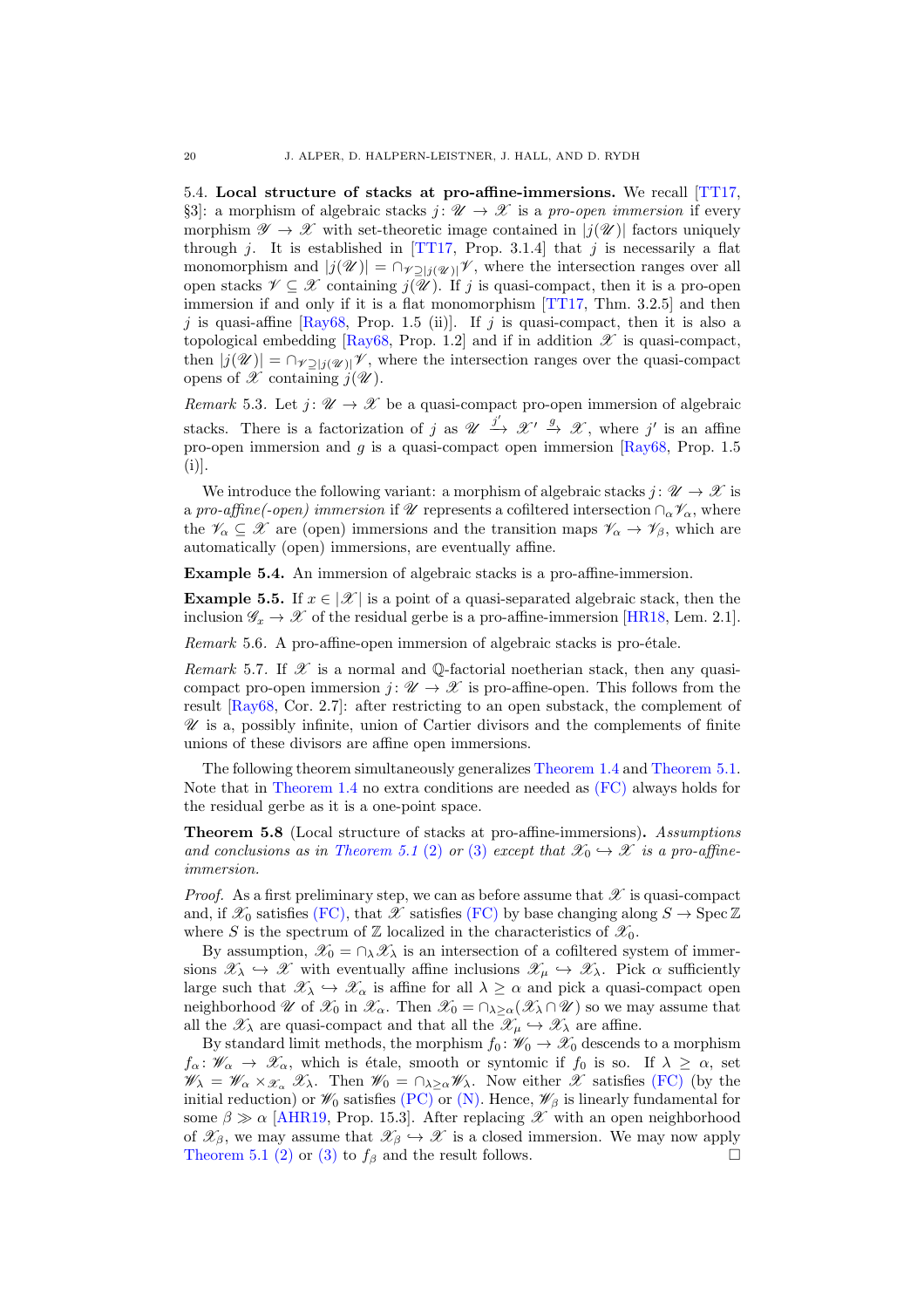5.4. **Local structure of stacks at pro-affine-immersions.** We recall [TT17, §3]: a morphism of algebraic stacks $j\colon \mathscr{U} \to \mathscr{X}$ is a *pro-open immersion* if every morphism $\mathscr{Y} \to \mathscr{X}$ with set-theoretic image contained in $|j(\mathscr{U})|$ factors uniquely through $j$. It is established in [TT17, Prop. 3.1.4] that $j$ is necessarily a flat monomorphism and $|j(\mathscr{U})| = \cap_{\mathscr{V} \supseteq |j(\mathscr{U})|} \mathscr{V}$, where the intersection ranges over all open stacks $\mathscr{V} \subseteq \mathscr{X}$ containing $j(\mathscr{U})$. If $j$ is quasi-compact, then it is a pro-open immersion if and only if it is a flat monomorphism [TT17, Thm. 3.2.5] and then $j$ is quasi-affine [Ray68, Prop. 1.5 (ii)]. If $j$ is quasi-compact, then it is also a topological embedding [Ray68, Prop. 1.2] and if in addition $\mathscr{X}$ is quasi-compact, then $|j(\mathscr{U})| = \cap_{\mathscr{V} \supseteq |j(\mathscr{U})|} \mathscr{V}$, where the intersection ranges over the quasi-compact opens of $\mathscr{X}$ containing $j(\mathscr{U})$.

*Remark* 5.3. Let $j\colon \mathscr{U} \to \mathscr{X}$ be a quasi-compact pro-open immersion of algebraic stacks. There is a factorization of $j$ as $\mathscr{U} \xrightarrow{j'} \mathscr{X}' \xrightarrow{g} \mathscr{X}$, where $j'$ is an affine pro-open immersion and $g$ is a quasi-compact open immersion [Ray68, Prop. 1.5 (i)].

We introduce the following variant: a morphism of algebraic stacks $j\colon \mathscr{U} \to \mathscr{X}$ is a *pro-affine(-open) immersion* if $\mathscr{U}$ represents a cofiltered intersection $\cap_\alpha \mathscr{V}_\alpha$, where the $\mathscr{V}_\alpha \subseteq \mathscr{X}$ are (open) immersions and the transition maps $\mathscr{V}_\alpha \to \mathscr{V}_\beta$, which are automatically (open) immersions, are eventually affine.

**Example 5.4.** An immersion of algebraic stacks is a pro-affine-immersion.

**Example 5.5.** If $x \in |\mathscr{X}|$ is a point of a quasi-separated algebraic stack, then the inclusion $\mathscr{G}_x \to \mathscr{X}$ of the residual gerbe is a pro-affine-immersion [HR18, Lem. 2.1].

*Remark* 5.6. A pro-affine-open immersion of algebraic stacks is pro-étale.

*Remark* 5.7. If $\mathscr{X}$ is a normal and $\mathbb{Q}$-factorial noetherian stack, then any quasi-compact pro-open immersion $j\colon \mathscr{U} \to \mathscr{X}$ is pro-affine-open. This follows from the result [Ray68, Cor. 2.7]: after restricting to an open substack, the complement of $\mathscr{U}$ is a, possibly infinite, union of Cartier divisors and the complements of finite unions of these divisors are affine open immersions.

The following theorem simultaneously generalizes Theorem 1.4 and Theorem 5.1. Note that in Theorem 1.4 no extra conditions are needed as (FC) always holds for the residual gerbe as it is a one-point space.

**Theorem 5.8** (Local structure of stacks at pro-affine-immersions). *Assumptions and conclusions as in Theorem 5.1 (2) or (3) except that $\mathscr{X}_0 \hookrightarrow \mathscr{X}$ is a pro-affine-immersion.*

*Proof.* As a first preliminary step, we can as before assume that $\mathscr{X}$ is quasi-compact and, if $\mathscr{X}_0$ satisfies (FC), that $\mathscr{X}$ satisfies (FC) by base changing along $S \to \operatorname{Spec} \mathbb{Z}$ where $S$ is the spectrum of $\mathbb{Z}$ localized in the characteristics of $\mathscr{X}_0$.

By assumption, $\mathscr{X}_0 = \cap_\lambda \mathscr{X}_\lambda$ is an intersection of a cofiltered system of immersions $\mathscr{X}_\lambda \hookrightarrow \mathscr{X}$ with eventually affine inclusions $\mathscr{X}_\mu \hookrightarrow \mathscr{X}_\lambda$. Pick $\alpha$ sufficiently large such that $\mathscr{X}_\lambda \hookrightarrow \mathscr{X}_\alpha$ is affine for all $\lambda \geq \alpha$ and pick a quasi-compact open neighborhood $\mathscr{U}$ of $\mathscr{X}_0$ in $\mathscr{X}_\alpha$. Then $\mathscr{X}_0 = \cap_{\lambda \geq \alpha}(\mathscr{X}_\lambda \cap \mathscr{U})$ so we may assume that all the $\mathscr{X}_\lambda$ are quasi-compact and that all the $\mathscr{X}_\mu \hookrightarrow \mathscr{X}_\lambda$ are affine.

By standard limit methods, the morphism $f_0\colon \mathscr{W}_0 \to \mathscr{X}_0$ descends to a morphism $f_\alpha\colon \mathscr{W}_\alpha \to \mathscr{X}_\alpha$, which is étale, smooth or syntomic if $f_0$ is so. If $\lambda \geq \alpha$, set $\mathscr{W}_\lambda = \mathscr{W}_\alpha \times_{\mathscr{X}_\alpha} \mathscr{X}_\lambda$. Then $\mathscr{W}_0 = \cap_{\lambda \geq \alpha} \mathscr{W}_\lambda$. Now either $\mathscr{X}$ satisfies (FC) (by the initial reduction) or $\mathscr{W}_0$ satisfies (PC) or (N). Hence, $\mathscr{W}_\beta$ is linearly fundamental for some $\beta \gg \alpha$ [AHR19, Prop. 15.3]. After replacing $\mathscr{X}$ with an open neighborhood of $\mathscr{X}_\beta$, we may assume that $\mathscr{X}_\beta \hookrightarrow \mathscr{X}$ is a closed immersion. We may now apply Theorem 5.1 (2) or (3) to $f_\beta$ and the result follows. $\square$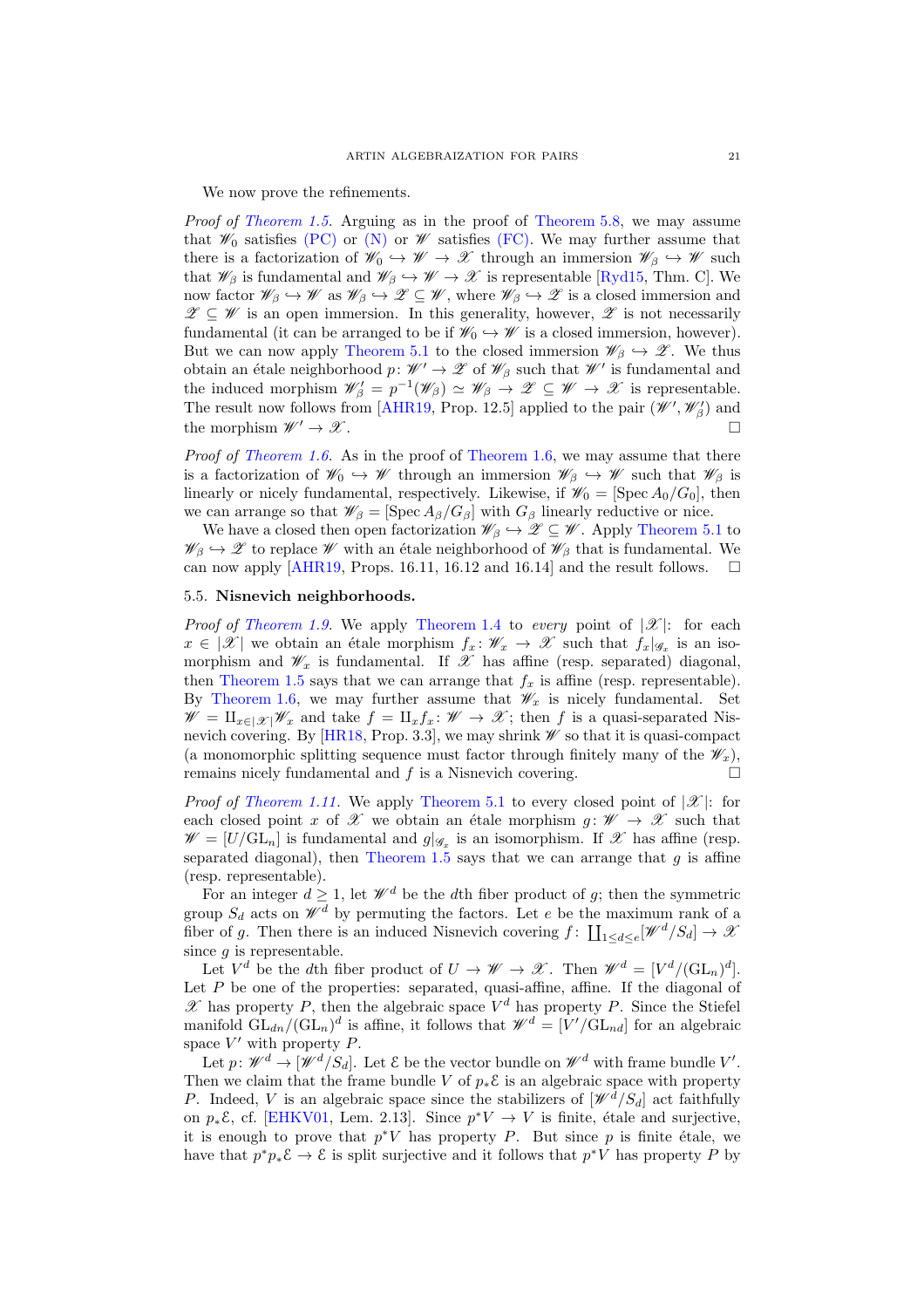We now prove the refinements.

*Proof of Theorem 1.5.* Arguing as in the proof of Theorem 5.8, we may assume that $\mathscr{W}_0$ satisfies (PC) or (N) or $\mathscr{W}$ satisfies (FC). We may further assume that there is a factorization of $\mathscr{W}_0 \hookrightarrow \mathscr{W} \to \mathscr{X}$ through an immersion $\mathscr{W}_\beta \hookrightarrow \mathscr{W}$ such that $\mathscr{W}_\beta$ is fundamental and $\mathscr{W}_\beta \hookrightarrow \mathscr{W} \to \mathscr{X}$ is representable [Ryd15, Thm. C]. We now factor $\mathscr{W}_\beta \hookrightarrow \mathscr{W}$ as $\mathscr{W}_\beta \hookrightarrow \mathscr{Z} \subseteq \mathscr{W}$, where $\mathscr{W}_\beta \hookrightarrow \mathscr{Z}$ is a closed immersion and $\mathscr{Z} \subseteq \mathscr{W}$ is an open immersion. In this generality, however, $\mathscr{Z}$ is not necessarily fundamental (it can be arranged to be if $\mathscr{W}_0 \hookrightarrow \mathscr{W}$ is a closed immersion, however). But we can now apply Theorem 5.1 to the closed immersion $\mathscr{W}_\beta \hookrightarrow \mathscr{Z}$. We thus obtain an étale neighborhood $p\colon \mathscr{W}' \to \mathscr{Z}$ of $\mathscr{W}_\beta$ such that $\mathscr{W}'$ is fundamental and the induced morphism $\mathscr{W}'_\beta = p^{-1}(\mathscr{W}_\beta) \simeq \mathscr{W}_\beta \to \mathscr{Z} \subseteq \mathscr{W} \to \mathscr{X}$ is representable. The result now follows from [AHR19, Prop. 12.5] applied to the pair $(\mathscr{W}', \mathscr{W}'_\beta)$ and the morphism $\mathscr{W}' \to \mathscr{X}$. □

*Proof of Theorem 1.6.* As in the proof of Theorem 1.6, we may assume that there is a factorization of $\mathscr{W}_0 \hookrightarrow \mathscr{W}$ through an immersion $\mathscr{W}_\beta \hookrightarrow \mathscr{W}$ such that $\mathscr{W}_\beta$ is linearly or nicely fundamental, respectively. Likewise, if $\mathscr{W}_0 = [\operatorname{Spec} A_0/G_0]$, then we can arrange so that $\mathscr{W}_\beta = [\operatorname{Spec} A_\beta/G_\beta]$ with $G_\beta$ linearly reductive or nice.

We have a closed then open factorization $\mathscr{W}_\beta \hookrightarrow \mathscr{Z} \subseteq \mathscr{W}$. Apply Theorem 5.1 to $\mathscr{W}_\beta \hookrightarrow \mathscr{Z}$ to replace $\mathscr{W}$ with an étale neighborhood of $\mathscr{W}_\beta$ that is fundamental. We can now apply [AHR19, Props. 16.11, 16.12 and 16.14] and the result follows. □

## 5.5. Nisnevich neighborhoods.

*Proof of Theorem 1.9.* We apply Theorem 1.4 to *every* point of $|\mathscr{X}|$: for each $x \in |\mathscr{X}|$ we obtain an étale morphism $f_x\colon \mathscr{W}_x \to \mathscr{X}$ such that $f_x|_{\mathscr{G}_x}$ is an isomorphism and $\mathscr{W}_x$ is fundamental. If $\mathscr{X}$ has affine (resp. separated) diagonal, then Theorem 1.5 says that we can arrange that $f_x$ is affine (resp. representable). By Theorem 1.6, we may further assume that $\mathscr{W}_x$ is nicely fundamental. Set $\mathscr{W} = \amalg_{x \in |\mathscr{X}|} \mathscr{W}_x$ and take $f = \amalg_x f_x\colon \mathscr{W} \to \mathscr{X}$; then $f$ is a quasi-separated Nisnevich covering. By [HR18, Prop. 3.3], we may shrink $\mathscr{W}$ so that it is quasi-compact (a monomorphic splitting sequence must factor through finitely many of the $\mathscr{W}_x$), remains nicely fundamental and $f$ is a Nisnevich covering. □

*Proof of Theorem 1.11.* We apply Theorem 5.1 to every closed point of $|\mathscr{X}|$: for each closed point $x$ of $\mathscr{X}$ we obtain an étale morphism $g\colon \mathscr{W} \to \mathscr{X}$ such that $\mathscr{W} = [U/\mathrm{GL}_n]$ is fundamental and $g|_{\mathscr{G}_x}$ is an isomorphism. If $\mathscr{X}$ has affine (resp. separated diagonal), then Theorem 1.5 says that we can arrange that $g$ is affine (resp. representable).

For an integer $d \geq 1$, let $\mathscr{W}^d$ be the $d$th fiber product of $g$; then the symmetric group $S_d$ acts on $\mathscr{W}^d$ by permuting the factors. Let $e$ be the maximum rank of a fiber of $g$. Then there is an induced Nisnevich covering $f\colon \coprod_{1 \leq d \leq e} [\mathscr{W}^d/S_d] \to \mathscr{X}$ since $g$ is representable.

Let $V^d$ be the $d$th fiber product of $U \to \mathscr{W} \to \mathscr{X}$. Then $\mathscr{W}^d = [V^d/(\mathrm{GL}_n)^d]$. Let $P$ be one of the properties: separated, quasi-affine, affine. If the diagonal of $\mathscr{X}$ has property $P$, then the algebraic space $V^d$ has property $P$. Since the Stiefel manifold $\mathrm{GL}_{dn}/(\mathrm{GL}_n)^d$ is affine, it follows that $\mathscr{W}^d = [V'/\mathrm{GL}_{nd}]$ for an algebraic space $V'$ with property $P$.

Let $p\colon \mathscr{W}^d \to [\mathscr{W}^d/S_d]$. Let $\mathcal{E}$ be the vector bundle on $\mathscr{W}^d$ with frame bundle $V'$. Then we claim that the frame bundle $V$ of $p_*\mathcal{E}$ is an algebraic space with property $P$. Indeed, $V$ is an algebraic space since the stabilizers of $[\mathscr{W}^d/S_d]$ act faithfully on $p_*\mathcal{E}$, cf. [EHKV01, Lem. 2.13]. Since $p^*V \to V$ is finite, étale and surjective, it is enough to prove that $p^*V$ has property $P$. But since $p$ is finite étale, we have that $p^*p_*\mathcal{E} \to \mathcal{E}$ is split surjective and it follows that $p^*V$ has property $P$ by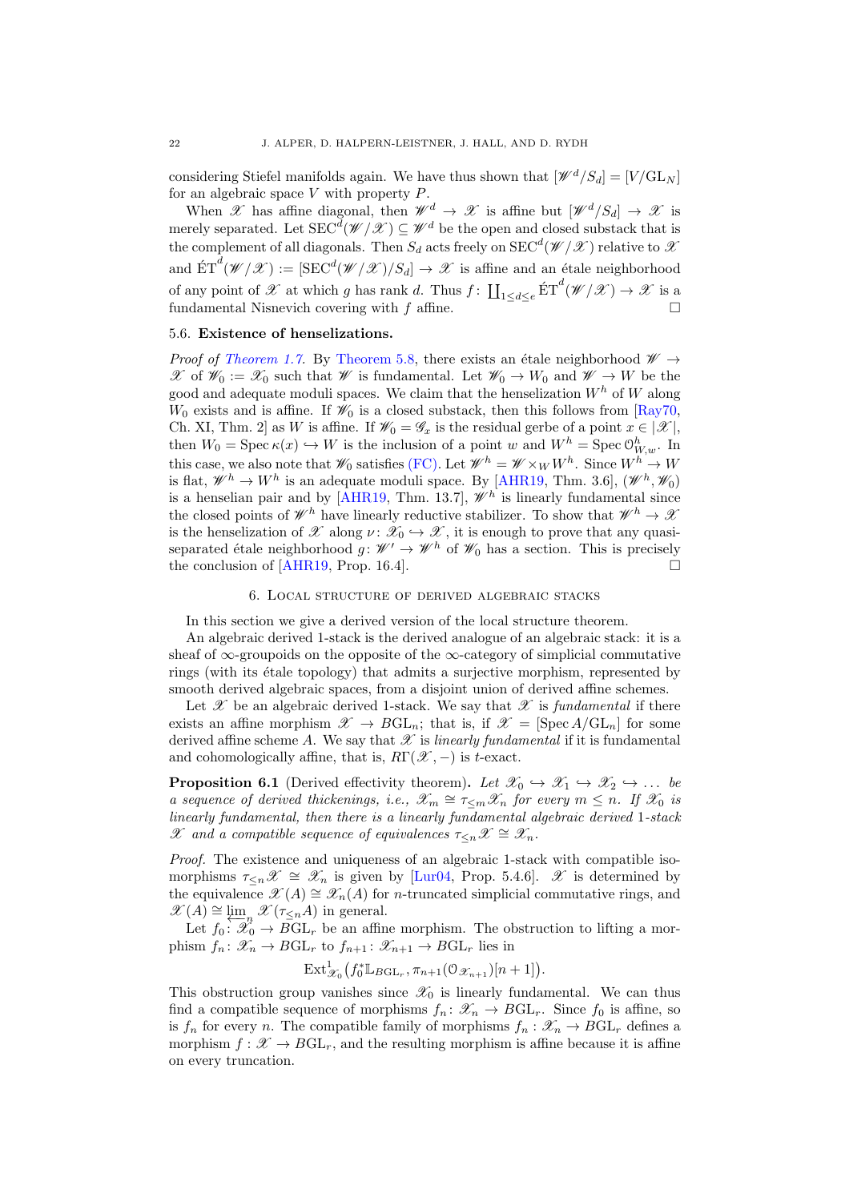considering Stiefel manifolds again. We have thus shown that $[\mathscr{W}^d/S_d] = [V/\mathrm{GL}_N]$ for an algebraic space $V$ with property $P$.

When $\mathscr{X}$ has affine diagonal, then $\mathscr{W}^d \to \mathscr{X}$ is affine but $[\mathscr{W}^d/S_d] \to \mathscr{X}$ is merely separated. Let $\mathrm{SEC}^d(\mathscr{W}/\mathscr{X}) \subseteq \mathscr{W}^d$ be the open and closed substack that is the complement of all diagonals. Then $S_d$ acts freely on $\mathrm{SEC}^d(\mathscr{W}/\mathscr{X})$ relative to $\mathscr{X}$ and $\acute{\mathrm{E}}\mathrm{T}^d(\mathscr{W}/\mathscr{X}) := [\mathrm{SEC}^d(\mathscr{W}/\mathscr{X})/S_d] \to \mathscr{X}$ is affine and an étale neighborhood of any point of $\mathscr{X}$ at which $g$ has rank $d$. Thus $f\colon \coprod_{1\le d\le e} \acute{\mathrm{E}}\mathrm{T}^d(\mathscr{W}/\mathscr{X}) \to \mathscr{X}$ is a fundamental Nisnevich covering with $f$ affine. □

### 5.6. Existence of henselizations.

*Proof of Theorem 1.7.* By Theorem 5.8, there exists an étale neighborhood $\mathscr{W} \to \mathscr{X}$ of $\mathscr{W}_0 := \mathscr{X}_0$ such that $\mathscr{W}$ is fundamental. Let $\mathscr{W}_0 \to W_0$ and $\mathscr{W} \to W$ be the good and adequate moduli spaces. We claim that the henselization $W^h$ of $W$ along $W_0$ exists and is affine. If $\mathscr{W}_0$ is a closed substack, then this follows from [Ray70, Ch. XI, Thm. 2] as $W$ is affine. If $\mathscr{W}_0 = \mathscr{G}_x$ is the residual gerbe of a point $x \in |\mathscr{X}|$, then $W_0 = \operatorname{Spec} \kappa(x) \hookrightarrow W$ is the inclusion of a point $w$ and $W^h = \operatorname{Spec} \mathcal{O}^h_{W,w}$. In this case, we also note that $\mathscr{W}_0$ satisfies (FC). Let $\mathscr{W}^h = \mathscr{W} \times_W W^h$. Since $W^h \to W$ is flat, $\mathscr{W}^h \to W^h$ is an adequate moduli space. By [AHR19, Thm. 3.6], $(\mathscr{W}^h, \mathscr{W}_0)$ is a henselian pair and by [AHR19, Thm. 13.7], $\mathscr{W}^h$ is linearly fundamental since the closed points of $\mathscr{W}^h$ have linearly reductive stabilizer. To show that $\mathscr{W}^h \to \mathscr{X}$ is the henselization of $\mathscr{X}$ along $\nu\colon \mathscr{X}_0 \hookrightarrow \mathscr{X}$, it is enough to prove that any quasi-separated étale neighborhood $g\colon \mathscr{W}' \to \mathscr{W}^h$ of $\mathscr{W}_0$ has a section. This is precisely the conclusion of [AHR19, Prop. 16.4]. □

## 6. Local structure of derived algebraic stacks

In this section we give a derived version of the local structure theorem.

An algebraic derived 1-stack is the derived analogue of an algebraic stack: it is a sheaf of $\infty$-groupoids on the opposite of the $\infty$-category of simplicial commutative rings (with its étale topology) that admits a surjective morphism, represented by smooth derived algebraic spaces, from a disjoint union of derived affine schemes.

Let $\mathscr{X}$ be an algebraic derived 1-stack. We say that $\mathscr{X}$ is *fundamental* if there exists an affine morphism $\mathscr{X} \to B\mathrm{GL}_n$; that is, if $\mathscr{X} = [\operatorname{Spec} A/\mathrm{GL}_n]$ for some derived affine scheme $A$. We say that $\mathscr{X}$ is *linearly fundamental* if it is fundamental and cohomologically affine, that is, $R\Gamma(\mathscr{X}, -)$ is $t$-exact.

**Proposition 6.1** (Derived effectivity theorem). *Let $\mathscr{X}_0 \hookrightarrow \mathscr{X}_1 \hookrightarrow \mathscr{X}_2 \hookrightarrow \dots$ be a sequence of derived thickenings, i.e., $\mathscr{X}_m \cong \tau_{\le m}\mathscr{X}_n$ for every $m \le n$. If $\mathscr{X}_0$ is linearly fundamental, then there is a linearly fundamental algebraic derived 1-stack $\mathscr{X}$ and a compatible sequence of equivalences $\tau_{\le n}\mathscr{X} \cong \mathscr{X}_n$.*

*Proof.* The existence and uniqueness of an algebraic 1-stack with compatible isomorphisms $\tau_{\le n}\mathscr{X} \cong \mathscr{X}_n$ is given by [Lur04, Prop. 5.4.6]. $\mathscr{X}$ is determined by the equivalence $\mathscr{X}(A) \cong \mathscr{X}_n(A)$ for $n$-truncated simplicial commutative rings, and $\mathscr{X}(A) \cong \varprojlim_n \mathscr{X}(\tau_{\le n}A)$ in general.

Let $f_0\colon \mathscr{X}_0 \to B\mathrm{GL}_r$ be an affine morphism. The obstruction to lifting a morphism $f_n\colon \mathscr{X}_n \to B\mathrm{GL}_r$ to $f_{n+1}\colon \mathscr{X}_{n+1} \to B\mathrm{GL}_r$ lies in

$$\operatorname{Ext}^1_{\mathscr{X}_0}\big(f_0^*\mathbb{L}_{B\mathrm{GL}_r}, \pi_{n+1}(\mathcal{O}_{\mathscr{X}_{n+1}})[n+1]\big).$$

This obstruction group vanishes since $\mathscr{X}_0$ is linearly fundamental. We can thus find a compatible sequence of morphisms $f_n\colon \mathscr{X}_n \to B\mathrm{GL}_r$. Since $f_0$ is affine, so is $f_n$ for every $n$. The compatible family of morphisms $f_n : \mathscr{X}_n \to B\mathrm{GL}_r$ defines a morphism $f : \mathscr{X} \to B\mathrm{GL}_r$, and the resulting morphism is affine because it is affine on every truncation.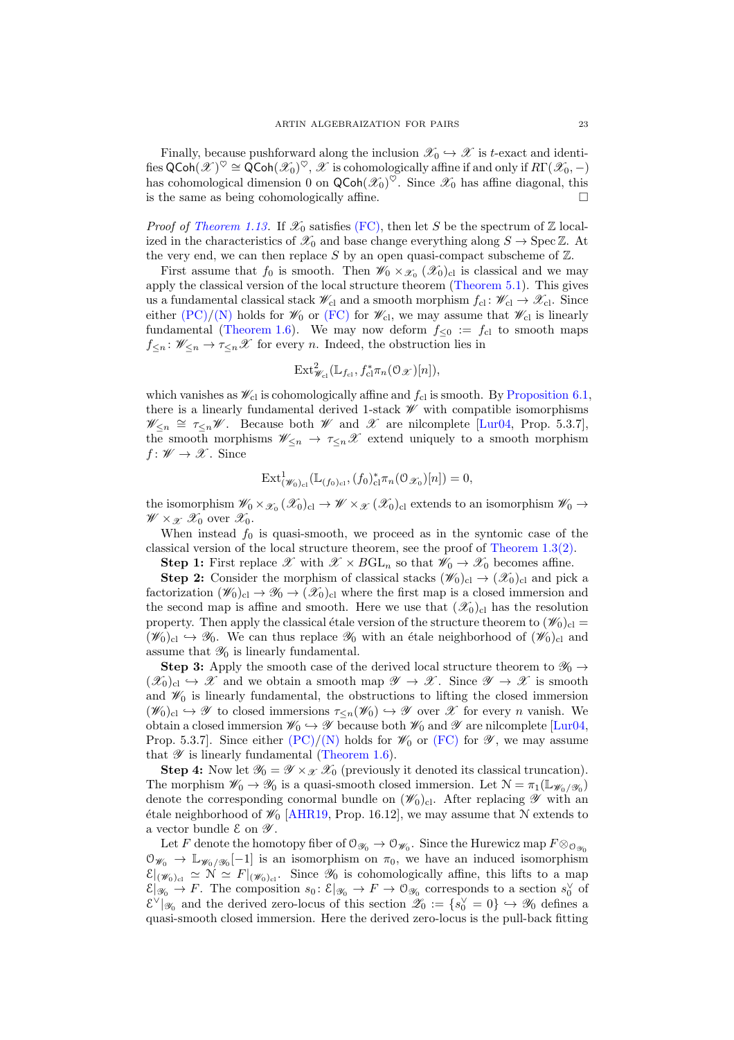Finally, because pushforward along the inclusion $\mathscr{X}_0 \hookrightarrow \mathscr{X}$ is $t$-exact and identifies $\mathsf{QCoh}(\mathscr{X})^\heartsuit \cong \mathsf{QCoh}(\mathscr{X}_0)^\heartsuit$, $\mathscr{X}$ is cohomologically affine if and only if $R\Gamma(\mathscr{X}_0, -)$ has cohomological dimension 0 on $\mathsf{QCoh}(\mathscr{X}_0)^\heartsuit$. Since $\mathscr{X}_0$ has affine diagonal, this is the same as being cohomologically affine. □

*Proof of Theorem 1.13.* If $\mathscr{X}_0$ satisfies (FC), then let $S$ be the spectrum of $\mathbb{Z}$ localized in the characteristics of $\mathscr{X}_0$ and base change everything along $S \to \operatorname{Spec} \mathbb{Z}$. At the very end, we can then replace $S$ by an open quasi-compact subscheme of $\mathbb{Z}$.

First assume that $f_0$ is smooth. Then $\mathscr{W}_0 \times_{\mathscr{X}_0} (\mathscr{X}_0)_{\mathrm{cl}}$ is classical and we may apply the classical version of the local structure theorem (Theorem 5.1). This gives us a fundamental classical stack $\mathscr{W}_{\mathrm{cl}}$ and a smooth morphism $f_{\mathrm{cl}} \colon \mathscr{W}_{\mathrm{cl}} \to \mathscr{X}_{\mathrm{cl}}$. Since either (PC)/(N) holds for $\mathscr{W}_0$ or (FC) for $\mathscr{W}_{\mathrm{cl}}$, we may assume that $\mathscr{W}_{\mathrm{cl}}$ is linearly fundamental (Theorem 1.6). We may now deform $f_{\leq 0} := f_{\mathrm{cl}}$ to smooth maps $f_{\leq n} \colon \mathscr{W}_{\leq n} \to \tau_{\leq n}\mathscr{X}$ for every $n$. Indeed, the obstruction lies in

$$\operatorname{Ext}^2_{\mathscr{W}_{\mathrm{cl}}}(\mathbb{L}_{f_{\mathrm{cl}}}, f_{\mathrm{cl}}^* \pi_n(\mathcal{O}_{\mathscr{X}})[n]),$$

which vanishes as $\mathscr{W}_{\mathrm{cl}}$ is cohomologically affine and $f_{\mathrm{cl}}$ is smooth. By Proposition 6.1, there is a linearly fundamental derived 1-stack $\mathscr{W}$ with compatible isomorphisms $\mathscr{W}_{\leq n} \cong \tau_{\leq n}\mathscr{W}$. Because both $\mathscr{W}$ and $\mathscr{X}$ are nilcomplete [Lur04, Prop. 5.3.7], the smooth morphisms $\mathscr{W}_{\leq n} \to \tau_{\leq n}\mathscr{X}$ extend uniquely to a smooth morphism $f \colon \mathscr{W} \to \mathscr{X}$. Since

$$\operatorname{Ext}^1_{(\mathscr{W}_0)_{\mathrm{cl}}}(\mathbb{L}_{(f_0)_{\mathrm{cl}}}, (f_0)_{\mathrm{cl}}^* \pi_n(\mathcal{O}_{\mathscr{X}_0})[n]) = 0,$$

the isomorphism $\mathscr{W}_0 \times_{\mathscr{X}_0} (\mathscr{X}_0)_{\mathrm{cl}} \to \mathscr{W} \times_{\mathscr{X}} (\mathscr{X}_0)_{\mathrm{cl}}$ extends to an isomorphism $\mathscr{W}_0 \to \mathscr{W} \times_{\mathscr{X}} \mathscr{X}_0$ over $\mathscr{X}_0$.

When instead $f_0$ is quasi-smooth, we proceed as in the syntomic case of the classical version of the local structure theorem, see the proof of Theorem 1.3(2).

**Step 1:** First replace $\mathscr{X}$ with $\mathscr{X} \times B\mathrm{GL}_n$ so that $\mathscr{W}_0 \to \mathscr{X}_0$ becomes affine.

**Step 2:** Consider the morphism of classical stacks $(\mathscr{W}_0)_{\mathrm{cl}} \to (\mathscr{X}_0)_{\mathrm{cl}}$ and pick a factorization $(\mathscr{W}_0)_{\mathrm{cl}} \to \mathscr{Y}_0 \to (\mathscr{X}_0)_{\mathrm{cl}}$ where the first map is a closed immersion and the second map is affine and smooth. Here we use that $(\mathscr{X}_0)_{\mathrm{cl}}$ has the resolution property. Then apply the classical étale version of the structure theorem to $(\mathscr{W}_0)_{\mathrm{cl}} = (\mathscr{W}_0)_{\mathrm{cl}} \hookrightarrow \mathscr{Y}_0$. We can thus replace $\mathscr{Y}_0$ with an étale neighborhood of $(\mathscr{W}_0)_{\mathrm{cl}}$ and assume that $\mathscr{Y}_0$ is linearly fundamental.

**Step 3:** Apply the smooth case of the derived local structure theorem to $\mathscr{Y}_0 \to (\mathscr{X}_0)_{\mathrm{cl}} \hookrightarrow \mathscr{X}$ and we obtain a smooth map $\mathscr{Y} \to \mathscr{X}$. Since $\mathscr{Y} \to \mathscr{X}$ is smooth and $\mathscr{W}_0$ is linearly fundamental, the obstructions to lifting the closed immersion $(\mathscr{W}_0)_{\mathrm{cl}} \hookrightarrow \mathscr{Y}$ to closed immersions $\tau_{\leq n}(\mathscr{W}_0) \hookrightarrow \mathscr{Y}$ over $\mathscr{X}$ for every $n$ vanish. We obtain a closed immersion $\mathscr{W}_0 \hookrightarrow \mathscr{Y}$ because both $\mathscr{W}_0$ and $\mathscr{Y}$ are nilcomplete [Lur04, Prop. 5.3.7]. Since either (PC)/(N) holds for $\mathscr{W}_0$ or (FC) for $\mathscr{Y}$, we may assume that $\mathscr{Y}$ is linearly fundamental (Theorem 1.6).

**Step 4:** Now let $\mathscr{Y}_0 = \mathscr{Y} \times_{\mathscr{X}} \mathscr{X}_0$ (previously it denoted its classical truncation). The morphism $\mathscr{W}_0 \to \mathscr{Y}_0$ is a quasi-smooth closed immersion. Let $\mathcal{N} = \pi_1(\mathbb{L}_{\mathscr{W}_0/\mathscr{Y}_0})$ denote the corresponding conormal bundle on $(\mathscr{W}_0)_{\mathrm{cl}}$. After replacing $\mathscr{Y}$ with an étale neighborhood of $\mathscr{W}_0$ [AHR19, Prop. 16.12], we may assume that $\mathcal{N}$ extends to a vector bundle $\mathcal{E}$ on $\mathscr{Y}$.

Let $F$ denote the homotopy fiber of $\mathcal{O}_{\mathscr{Y}_0} \to \mathcal{O}_{\mathscr{W}_0}$. Since the Hurewicz map $F \otimes_{\mathcal{O}_{\mathscr{Y}_0}} \mathcal{O}_{\mathscr{W}_0} \to \mathbb{L}_{\mathscr{W}_0/\mathscr{Y}_0}[-1]$ is an isomorphism on $\pi_0$, we have an induced isomorphism $\mathcal{E}|_{(\mathscr{W}_0)_{\mathrm{cl}}} \simeq \mathcal{N} \simeq F|_{(\mathscr{W}_0)_{\mathrm{cl}}}$. Since $\mathscr{Y}_0$ is cohomologically affine, this lifts to a map $\mathcal{E}|_{\mathscr{Y}_0} \to F$. The composition $s_0 \colon \mathcal{E}|_{\mathscr{Y}_0} \to F \to \mathcal{O}_{\mathscr{Y}_0}$ corresponds to a section $s_0^\vee$ of $\mathcal{E}^\vee|_{\mathscr{Y}_0}$ and the derived zero-locus of this section $\mathscr{Z}_0 := \{s_0^\vee = 0\} \hookrightarrow \mathscr{Y}_0$ defines a quasi-smooth closed immersion. Here the derived zero-locus is the pull-back fitting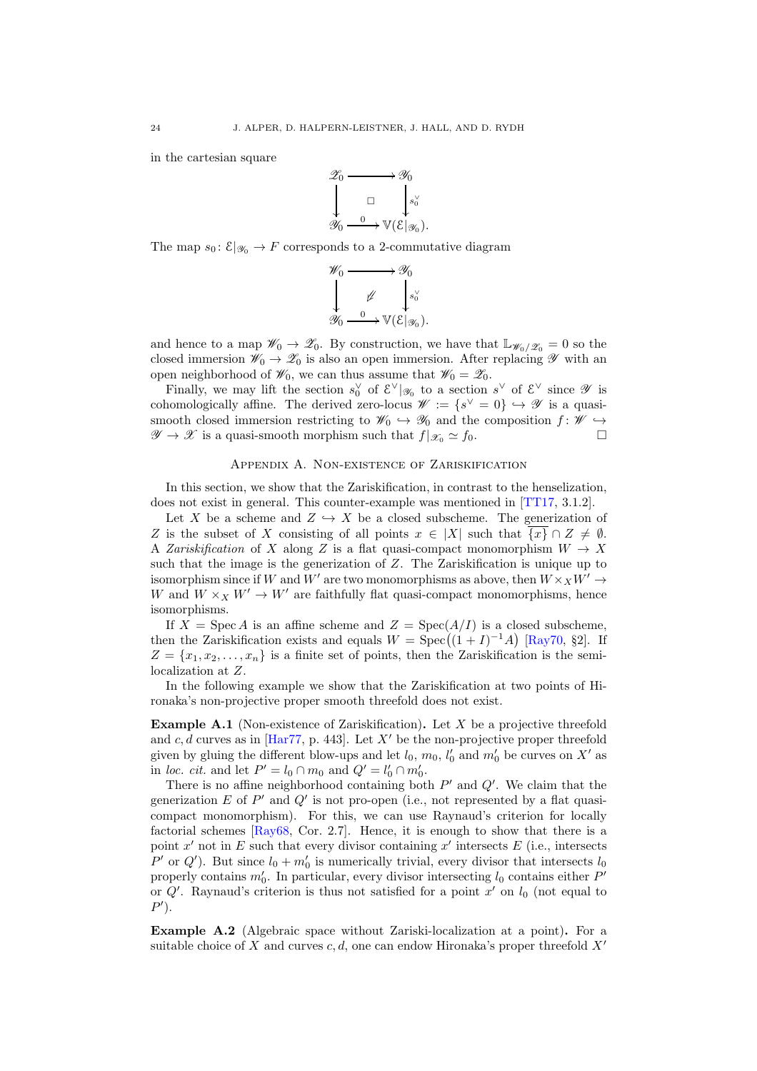in the cartesian square

$$\begin{array}{ccc} \mathscr{Z}_0 & \longrightarrow & \mathscr{Y}_0 \\ \big\downarrow & \square & \big\downarrow s_0^\vee \\ \mathscr{Y}_0 & \xrightarrow{0} & \mathbb{V}(\mathcal{E}|_{\mathscr{Y}_0}). \end{array}$$

The map $s_0\colon \mathcal{E}|_{\mathscr{Y}_0} \to F$ corresponds to a 2-commutative diagram

$$\begin{array}{ccc} \mathscr{W}_0 & \longrightarrow & \mathscr{Y}_0 \\ \big\downarrow & \not\swarrow & \big\downarrow s_0^\vee \\ \mathscr{Y}_0 & \xrightarrow{0} & \mathbb{V}(\mathcal{E}|_{\mathscr{Y}_0}). \end{array}$$

and hence to a map $\mathscr{W}_0 \to \mathscr{Z}_0$. By construction, we have that $\mathbb{L}_{\mathscr{W}_0/\mathscr{Z}_0} = 0$ so the closed immersion $\mathscr{W}_0 \to \mathscr{Z}_0$ is also an open immersion. After replacing $\mathscr{Y}$ with an open neighborhood of $\mathscr{W}_0$, we can thus assume that $\mathscr{W}_0 = \mathscr{Z}_0$.

Finally, we may lift the section $s_0^\vee$ of $\mathcal{E}^\vee|_{\mathscr{Y}_0}$ to a section $s^\vee$ of $\mathcal{E}^\vee$ since $\mathscr{Y}$ is cohomologically affine. The derived zero-locus $\mathscr{W} := \{s^\vee = 0\} \hookrightarrow \mathscr{Y}$ is a quasi-smooth closed immersion restricting to $\mathscr{W}_0 \hookrightarrow \mathscr{Y}_0$ and the composition $f\colon \mathscr{W} \hookrightarrow \mathscr{Y} \to \mathscr{X}$ is a quasi-smooth morphism such that $f|_{\mathscr{X}_0} \simeq f_0$. □

## Appendix A. Non-existence of Zariskification

In this section, we show that the Zariskification, in contrast to the henselization, does not exist in general. This counter-example was mentioned in [TT17, 3.1.2].

Let $X$ be a scheme and $Z \hookrightarrow X$ be a closed subscheme. The generization of $Z$ is the subset of $X$ consisting of all points $x \in |X|$ such that $\overline{\{x\}} \cap Z \neq \emptyset$. A *Zariskification* of $X$ along $Z$ is a flat quasi-compact monomorphism $W \to X$ such that the image is the generization of $Z$. The Zariskification is unique up to isomorphism since if $W$ and $W'$ are two monomorphisms as above, then $W \times_X W' \to W$ and $W \times_X W' \to W'$ are faithfully flat quasi-compact monomorphisms, hence isomorphisms.

If $X = \operatorname{Spec} A$ is an affine scheme and $Z = \operatorname{Spec}(A/I)$ is a closed subscheme, then the Zariskification exists and equals $W = \operatorname{Spec}\big((1+I)^{-1}A\big)$ [Ray70, §2]. If $Z = \{x_1, x_2, \dots, x_n\}$ is a finite set of points, then the Zariskification is the semi-localization at $Z$.

In the following example we show that the Zariskification at two points of Hironaka's non-projective proper smooth threefold does not exist.

**Example A.1** (Non-existence of Zariskification)**.** Let $X$ be a projective threefold and $c, d$ curves as in [Har77, p. 443]. Let $X'$ be the non-projective proper threefold given by gluing the different blow-ups and let $l_0$, $m_0$, $l_0'$ and $m_0'$ be curves on $X'$ as in *loc. cit.* and let $P' = l_0 \cap m_0$ and $Q' = l_0' \cap m_0'$.

There is no affine neighborhood containing both $P'$ and $Q'$. We claim that the generization $E$ of $P'$ and $Q'$ is not pro-open (i.e., not represented by a flat quasi-compact monomorphism). For this, we can use Raynaud's criterion for locally factorial schemes [Ray68, Cor. 2.7]. Hence, it is enough to show that there is a point $x'$ not in $E$ such that every divisor containing $x'$ intersects $E$ (i.e., intersects $P'$ or $Q'$). But since $l_0 + m_0'$ is numerically trivial, every divisor that intersects $l_0$ properly contains $m_0'$. In particular, every divisor intersecting $l_0$ contains either $P'$ or $Q'$. Raynaud's criterion is thus not satisfied for a point $x'$ on $l_0$ (not equal to $P'$).

**Example A.2** (Algebraic space without Zariski-localization at a point)**.** For a suitable choice of $X$ and curves $c, d$, one can endow Hironaka's proper threefold $X'$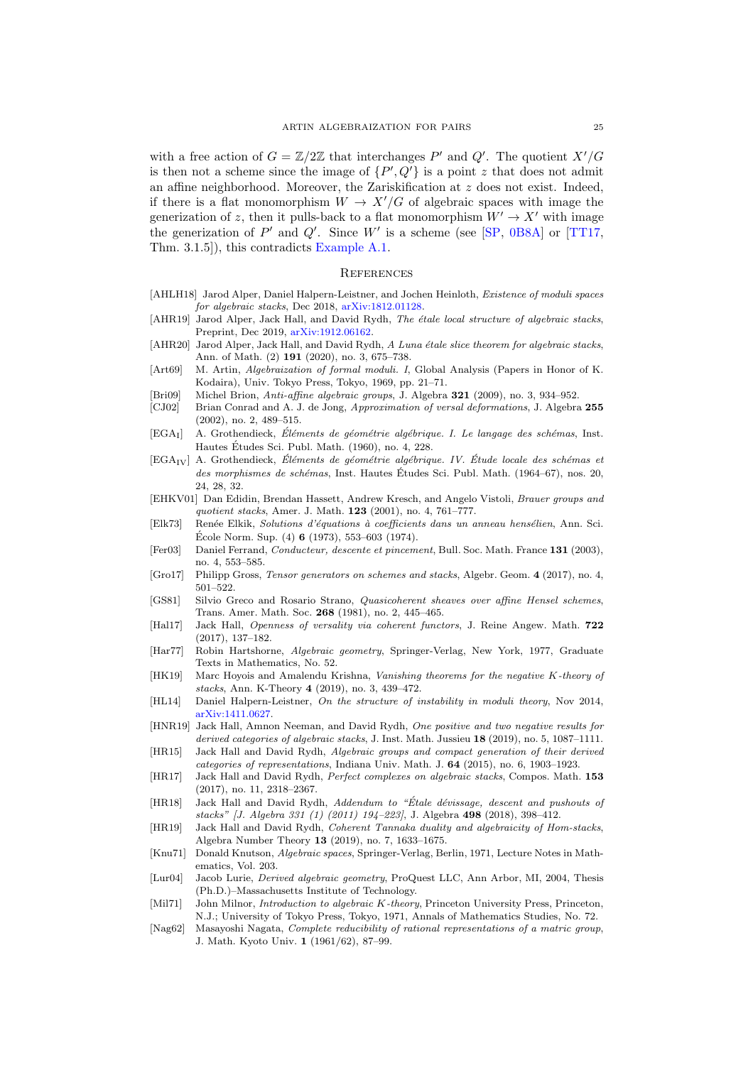with a free action of $G = \mathbb{Z}/2\mathbb{Z}$ that interchanges $P'$ and $Q'$. The quotient $X'/G$ is then not a scheme since the image of $\{P', Q'\}$ is a point $z$ that does not admit an affine neighborhood. Moreover, the Zariskification at $z$ does not exist. Indeed, if there is a flat monomorphism $W \to X'/G$ of algebraic spaces with image the generization of $z$, then it pulls-back to a flat monomorphism $W' \to X'$ with image the generization of $P'$ and $Q'$. Since $W'$ is a scheme (see [SP, 0B8A] or [TT17, Thm. 3.1.5]), this contradicts Example A.1.

## References

- [AHLH18] Jarod Alper, Daniel Halpern-Leistner, and Jochen Heinloth, *Existence of moduli spaces for algebraic stacks*, Dec 2018, arXiv:1812.01128.
- [AHR19] Jarod Alper, Jack Hall, and David Rydh, *The étale local structure of algebraic stacks*, Preprint, Dec 2019, arXiv:1912.06162.
- [AHR20] Jarod Alper, Jack Hall, and David Rydh, *A Luna étale slice theorem for algebraic stacks*, Ann. of Math. (2) **191** (2020), no. 3, 675–738.
- [Art69] M. Artin, *Algebraization of formal moduli. I*, Global Analysis (Papers in Honor of K. Kodaira), Univ. Tokyo Press, Tokyo, 1969, pp. 21–71.
- [Bri09] Michel Brion, *Anti-affine algebraic groups*, J. Algebra **321** (2009), no. 3, 934–952.
- [CJ02] Brian Conrad and A. J. de Jong, *Approximation of versal deformations*, J. Algebra **255** (2002), no. 2, 489–515.
- [$\text{EGA}_\text{I}$] A. Grothendieck, *Éléments de géométrie algébrique. I. Le langage des schémas*, Inst. Hautes Études Sci. Publ. Math. (1960), no. 4, 228.
- [$\text{EGA}_\text{IV}$] A. Grothendieck, *Éléments de géométrie algébrique. IV. Étude locale des schémas et des morphismes de schémas*, Inst. Hautes Études Sci. Publ. Math. (1964–67), nos. 20, 24, 28, 32.
- [EHKV01] Dan Edidin, Brendan Hassett, Andrew Kresch, and Angelo Vistoli, *Brauer groups and quotient stacks*, Amer. J. Math. **123** (2001), no. 4, 761–777.
- [Elk73] Renée Elkik, *Solutions d'équations à coefficients dans un anneau hensélien*, Ann. Sci. École Norm. Sup. (4) **6** (1973), 553–603 (1974).
- [Fer03] Daniel Ferrand, *Conducteur, descente et pincement*, Bull. Soc. Math. France **131** (2003), no. 4, 553–585.
- [Gro17] Philipp Gross, *Tensor generators on schemes and stacks*, Algebr. Geom. **4** (2017), no. 4, 501–522.
- [GS81] Silvio Greco and Rosario Strano, *Quasicoherent sheaves over affine Hensel schemes*, Trans. Amer. Math. Soc. **268** (1981), no. 2, 445–465.
- [Hal17] Jack Hall, *Openness of versality via coherent functors*, J. Reine Angew. Math. **722** (2017), 137–182.
- [Har77] Robin Hartshorne, *Algebraic geometry*, Springer-Verlag, New York, 1977, Graduate Texts in Mathematics, No. 52.
- [HK19] Marc Hoyois and Amalendu Krishna, *Vanishing theorems for the negative K-theory of stacks*, Ann. K-Theory **4** (2019), no. 3, 439–472.
- [HL14] Daniel Halpern-Leistner, *On the structure of instability in moduli theory*, Nov 2014, arXiv:1411.0627.
- [HNR19] Jack Hall, Amnon Neeman, and David Rydh, *One positive and two negative results for derived categories of algebraic stacks*, J. Inst. Math. Jussieu **18** (2019), no. 5, 1087–1111.
- [HR15] Jack Hall and David Rydh, *Algebraic groups and compact generation of their derived categories of representations*, Indiana Univ. Math. J. **64** (2015), no. 6, 1903–1923.
- [HR17] Jack Hall and David Rydh, *Perfect complexes on algebraic stacks*, Compos. Math. **153** (2017), no. 11, 2318–2367.
- [HR18] Jack Hall and David Rydh, *Addendum to "Étale dévissage, descent and pushouts of stacks" [J. Algebra 331 (1) (2011) 194–223]*, J. Algebra **498** (2018), 398–412.
- [HR19] Jack Hall and David Rydh, *Coherent Tannaka duality and algebraicity of Hom-stacks*, Algebra Number Theory **13** (2019), no. 7, 1633–1675.
- [Knu71] Donald Knutson, *Algebraic spaces*, Springer-Verlag, Berlin, 1971, Lecture Notes in Mathematics, Vol. 203.
- [Lur04] Jacob Lurie, *Derived algebraic geometry*, ProQuest LLC, Ann Arbor, MI, 2004, Thesis (Ph.D.)–Massachusetts Institute of Technology.
- [Mil71] John Milnor, *Introduction to algebraic K-theory*, Princeton University Press, Princeton, N.J.; University of Tokyo Press, Tokyo, 1971, Annals of Mathematics Studies, No. 72.
- [Nag62] Masayoshi Nagata, *Complete reducibility of rational representations of a matric group*, J. Math. Kyoto Univ. **1** (1961/62), 87–99.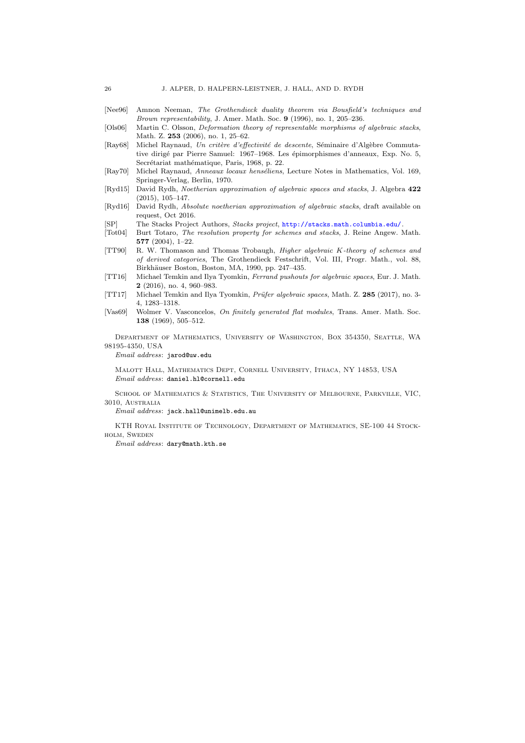- [Nee96] Amnon Neeman, *The Grothendieck duality theorem via Bousfield's techniques and Brown representability*, J. Amer. Math. Soc. **9** (1996), no. 1, 205–236.
- [Ols06] Martin C. Olsson, *Deformation theory of representable morphisms of algebraic stacks*, Math. Z. **253** (2006), no. 1, 25–62.
- [Ray68] Michel Raynaud, *Un critère d'effectivité de descente*, Séminaire d'Algèbre Commutative dirigé par Pierre Samuel: 1967–1968. Les épimorphismes d'anneaux, Exp. No. 5, Secrétariat mathématique, Paris, 1968, p. 22.
- [Ray70] Michel Raynaud, *Anneaux locaux henséliens*, Lecture Notes in Mathematics, Vol. 169, Springer-Verlag, Berlin, 1970.
- [Ryd15] David Rydh, *Noetherian approximation of algebraic spaces and stacks*, J. Algebra **422** (2015), 105–147.
- [Ryd16] David Rydh, *Absolute noetherian approximation of algebraic stacks*, draft available on request, Oct 2016.
- [SP] The Stacks Project Authors, *Stacks project*, http://stacks.math.columbia.edu/.
- [Tot04] Burt Totaro, *The resolution property for schemes and stacks*, J. Reine Angew. Math. **577** (2004), 1–22.
- [TT90] R. W. Thomason and Thomas Trobaugh, *Higher algebraic K-theory of schemes and of derived categories*, The Grothendieck Festschrift, Vol. III, Progr. Math., vol. 88, Birkhäuser Boston, Boston, MA, 1990, pp. 247–435.
- [TT16] Michael Temkin and Ilya Tyomkin, *Ferrand pushouts for algebraic spaces*, Eur. J. Math. **2** (2016), no. 4, 960–983.
- [TT17] Michael Temkin and Ilya Tyomkin, *Prüfer algebraic spaces*, Math. Z. **285** (2017), no. 3-4, 1283–1318.
- [Vas69] Wolmer V. Vasconcelos, *On finitely generated flat modules*, Trans. Amer. Math. Soc. **138** (1969), 505–512.

Department of Mathematics, University of Washington, Box 354350, Seattle, WA 98195-4350, USA
*Email address*: jarod@uw.edu

Malott Hall, Mathematics Dept, Cornell University, Ithaca, NY 14853, USA
*Email address*: daniel.hl@cornell.edu

School of Mathematics & Statistics, The University of Melbourne, Parkville, VIC, 3010, Australia
*Email address*: jack.hall@unimelb.edu.au

KTH Royal Institute of Technology, Department of Mathematics, SE-100 44 Stockholm, Sweden
*Email address*: dary@math.kth.se